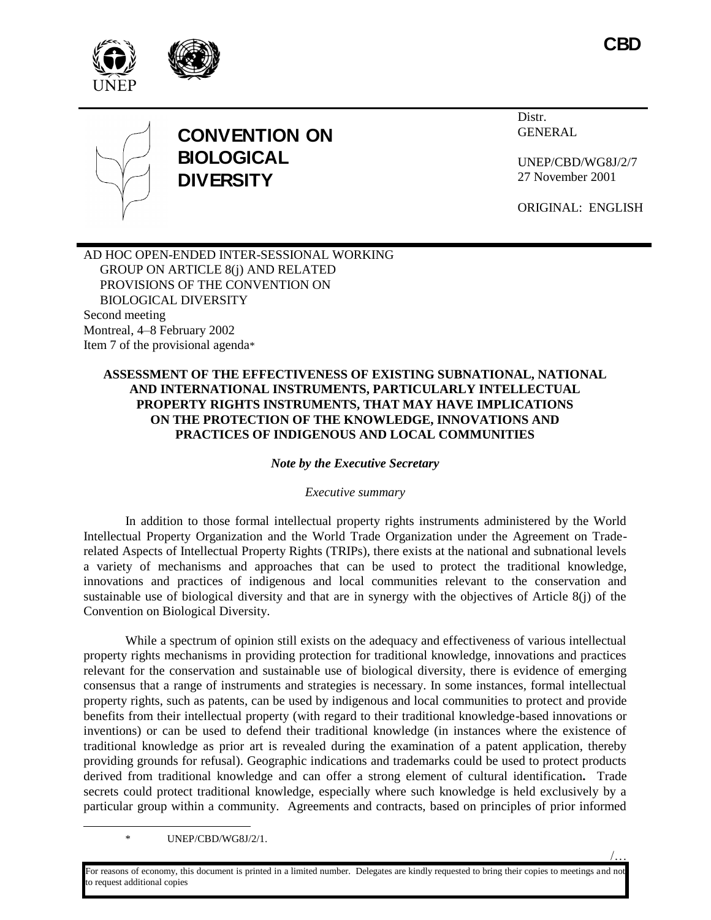**CBD**

# CONVENTION ON BIOLOGICAL DIVERSITY

Distr.
GENERAL

UNEP/CBD/WG8J/2/7
27 November 2001

ORIGINAL: ENGLISH

AD HOC OPEN-ENDED INTER-SESSIONAL WORKING GROUP ON ARTICLE 8(j) AND RELATED PROVISIONS OF THE CONVENTION ON BIOLOGICAL DIVERSITY
Second meeting
Montreal, 4–8 February 2002
Item 7 of the provisional agenda*

## ASSESSMENT OF THE EFFECTIVENESS OF EXISTING SUBNATIONAL, NATIONAL AND INTERNATIONAL INSTRUMENTS, PARTICULARLY INTELLECTUAL PROPERTY RIGHTS INSTRUMENTS, THAT MAY HAVE IMPLICATIONS ON THE PROTECTION OF THE KNOWLEDGE, INNOVATIONS AND PRACTICES OF INDIGENOUS AND LOCAL COMMUNITIES

***Note by the Executive Secretary***

*Executive summary*

In addition to those formal intellectual property rights instruments administered by the World Intellectual Property Organization and the World Trade Organization under the Agreement on Trade-related Aspects of Intellectual Property Rights (TRIPs), there exists at the national and subnational levels a variety of mechanisms and approaches that can be used to protect the traditional knowledge, innovations and practices of indigenous and local communities relevant to the conservation and sustainable use of biological diversity and that are in synergy with the objectives of Article 8(j) of the Convention on Biological Diversity.

While a spectrum of opinion still exists on the adequacy and effectiveness of various intellectual property rights mechanisms in providing protection for traditional knowledge, innovations and practices relevant for the conservation and sustainable use of biological diversity, there is evidence of emerging consensus that a range of instruments and strategies is necessary. In some instances, formal intellectual property rights, such as patents, can be used by indigenous and local communities to protect and provide benefits from their intellectual property (with regard to their traditional knowledge-based innovations or inventions) or can be used to defend their traditional knowledge (in instances where the existence of traditional knowledge as prior art is revealed during the examination of a patent application, thereby providing grounds for refusal). Geographic indications and trademarks could be used to protect products derived from traditional knowledge and can offer a strong element of cultural identification**.** Trade secrets could protect traditional knowledge, especially where such knowledge is held exclusively by a particular group within a community. Agreements and contracts, based on principles of prior informed

\* UNEP/CBD/WG8J/2/1.

For reasons of economy, this document is printed in a limited number. Delegates are kindly requested to bring their copies to meetings and not to request additional copies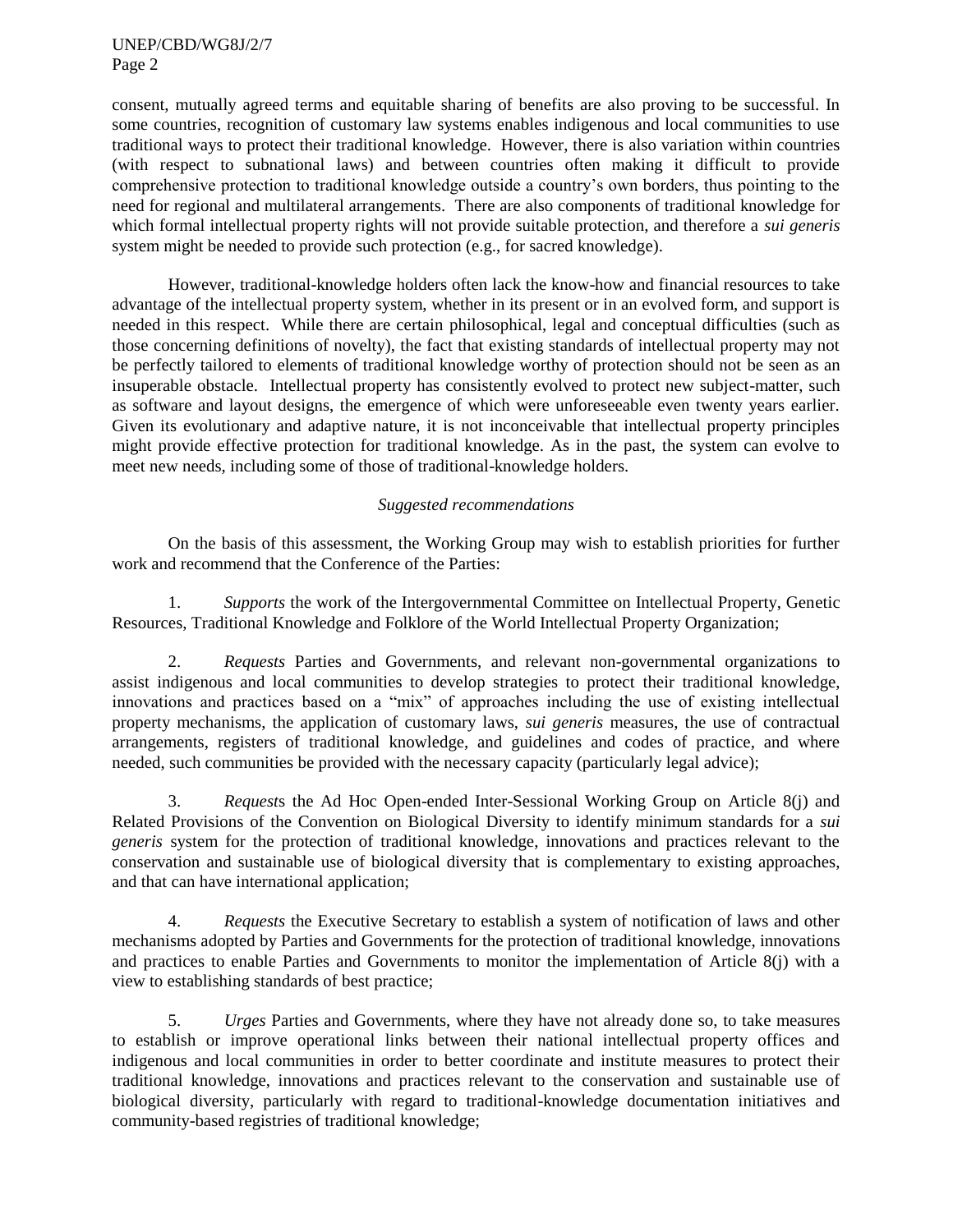consent, mutually agreed terms and equitable sharing of benefits are also proving to be successful. In some countries, recognition of customary law systems enables indigenous and local communities to use traditional ways to protect their traditional knowledge. However, there is also variation within countries (with respect to subnational laws) and between countries often making it difficult to provide comprehensive protection to traditional knowledge outside a country's own borders, thus pointing to the need for regional and multilateral arrangements. There are also components of traditional knowledge for which formal intellectual property rights will not provide suitable protection, and therefore a *sui generis* system might be needed to provide such protection (e.g., for sacred knowledge).

However, traditional-knowledge holders often lack the know-how and financial resources to take advantage of the intellectual property system, whether in its present or in an evolved form, and support is needed in this respect. While there are certain philosophical, legal and conceptual difficulties (such as those concerning definitions of novelty), the fact that existing standards of intellectual property may not be perfectly tailored to elements of traditional knowledge worthy of protection should not be seen as an insuperable obstacle. Intellectual property has consistently evolved to protect new subject-matter, such as software and layout designs, the emergence of which were unforeseeable even twenty years earlier. Given its evolutionary and adaptive nature, it is not inconceivable that intellectual property principles might provide effective protection for traditional knowledge. As in the past, the system can evolve to meet new needs, including some of those of traditional-knowledge holders.

*Suggested recommendations*

On the basis of this assessment, the Working Group may wish to establish priorities for further work and recommend that the Conference of the Parties:

1. *Supports* the work of the Intergovernmental Committee on Intellectual Property, Genetic Resources, Traditional Knowledge and Folklore of the World Intellectual Property Organization;

2. *Requests* Parties and Governments, and relevant non-governmental organizations to assist indigenous and local communities to develop strategies to protect their traditional knowledge, innovations and practices based on a "mix" of approaches including the use of existing intellectual property mechanisms, the application of customary laws, *sui generis* measures, the use of contractual arrangements, registers of traditional knowledge, and guidelines and codes of practice, and where needed, such communities be provided with the necessary capacity (particularly legal advice);

3. *Request*s the Ad Hoc Open-ended Inter-Sessional Working Group on Article 8(j) and Related Provisions of the Convention on Biological Diversity to identify minimum standards for a *sui generis* system for the protection of traditional knowledge, innovations and practices relevant to the conservation and sustainable use of biological diversity that is complementary to existing approaches, and that can have international application;

4. *Requests* the Executive Secretary to establish a system of notification of laws and other mechanisms adopted by Parties and Governments for the protection of traditional knowledge, innovations and practices to enable Parties and Governments to monitor the implementation of Article 8(j) with a view to establishing standards of best practice;

5. *Urges* Parties and Governments, where they have not already done so, to take measures to establish or improve operational links between their national intellectual property offices and indigenous and local communities in order to better coordinate and institute measures to protect their traditional knowledge, innovations and practices relevant to the conservation and sustainable use of biological diversity, particularly with regard to traditional-knowledge documentation initiatives and community-based registries of traditional knowledge;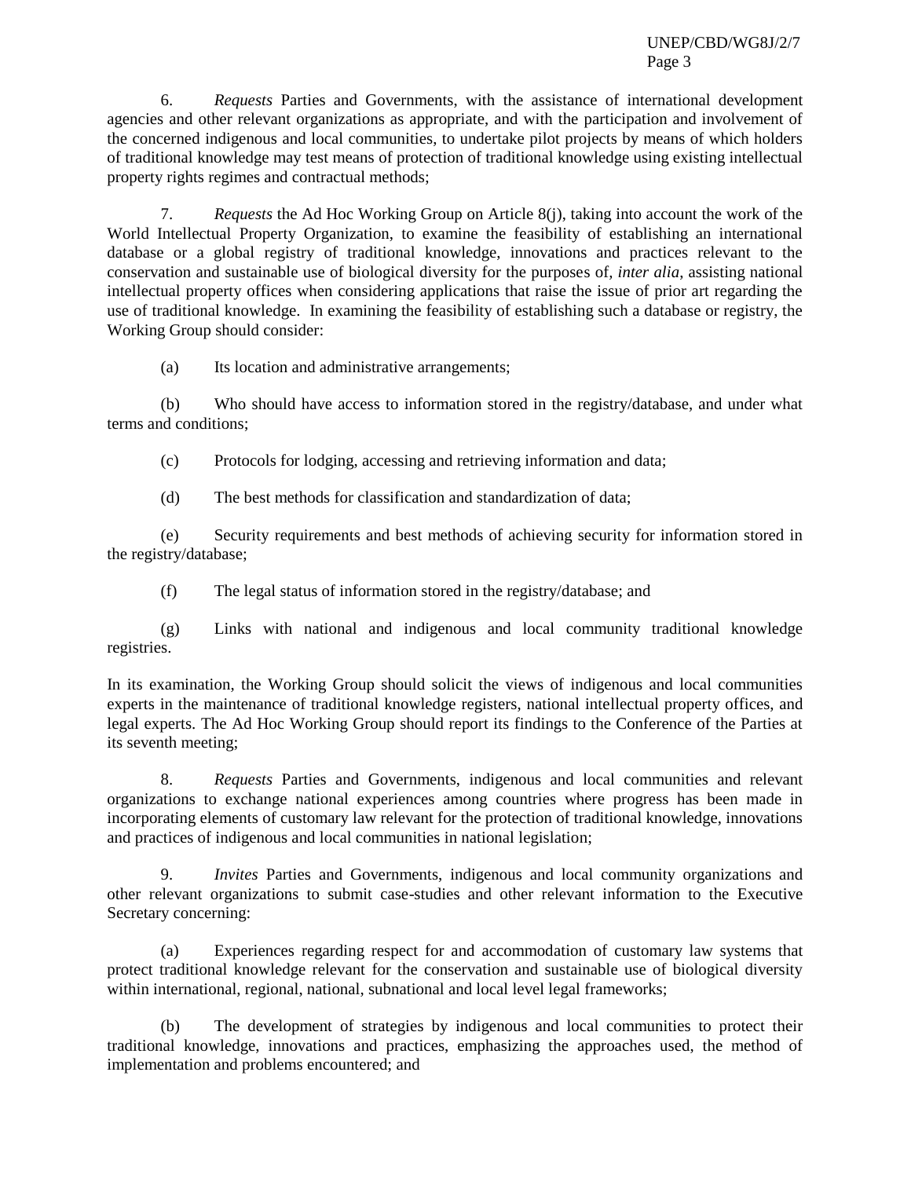6. *Requests* Parties and Governments, with the assistance of international development agencies and other relevant organizations as appropriate, and with the participation and involvement of the concerned indigenous and local communities, to undertake pilot projects by means of which holders of traditional knowledge may test means of protection of traditional knowledge using existing intellectual property rights regimes and contractual methods;

7. *Requests* the Ad Hoc Working Group on Article 8(j), taking into account the work of the World Intellectual Property Organization, to examine the feasibility of establishing an international database or a global registry of traditional knowledge, innovations and practices relevant to the conservation and sustainable use of biological diversity for the purposes of, *inter alia*, assisting national intellectual property offices when considering applications that raise the issue of prior art regarding the use of traditional knowledge. In examining the feasibility of establishing such a database or registry, the Working Group should consider:

(a) Its location and administrative arrangements;

(b) Who should have access to information stored in the registry/database, and under what terms and conditions;

(c) Protocols for lodging, accessing and retrieving information and data;

(d) The best methods for classification and standardization of data;

(e) Security requirements and best methods of achieving security for information stored in the registry/database;

(f) The legal status of information stored in the registry/database; and

(g) Links with national and indigenous and local community traditional knowledge registries.

In its examination, the Working Group should solicit the views of indigenous and local communities experts in the maintenance of traditional knowledge registers, national intellectual property offices, and legal experts. The Ad Hoc Working Group should report its findings to the Conference of the Parties at its seventh meeting;

8. *Requests* Parties and Governments, indigenous and local communities and relevant organizations to exchange national experiences among countries where progress has been made in incorporating elements of customary law relevant for the protection of traditional knowledge, innovations and practices of indigenous and local communities in national legislation;

9. *Invites* Parties and Governments, indigenous and local community organizations and other relevant organizations to submit case-studies and other relevant information to the Executive Secretary concerning:

(a) Experiences regarding respect for and accommodation of customary law systems that protect traditional knowledge relevant for the conservation and sustainable use of biological diversity within international, regional, national, subnational and local level legal frameworks;

(b) The development of strategies by indigenous and local communities to protect their traditional knowledge, innovations and practices, emphasizing the approaches used, the method of implementation and problems encountered; and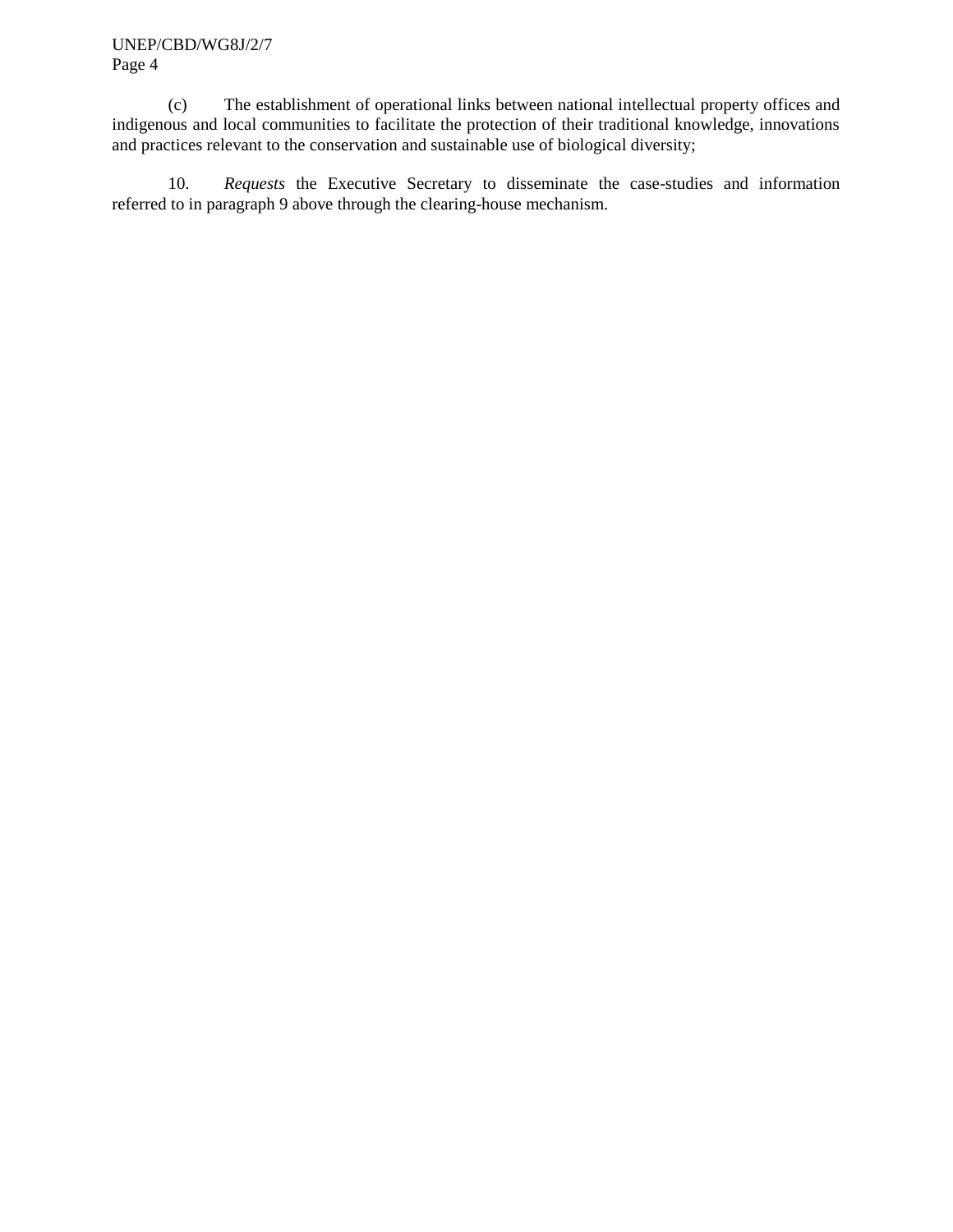(c) The establishment of operational links between national intellectual property offices and indigenous and local communities to facilitate the protection of their traditional knowledge, innovations and practices relevant to the conservation and sustainable use of biological diversity;

10. *Requests* the Executive Secretary to disseminate the case-studies and information referred to in paragraph 9 above through the clearing-house mechanism.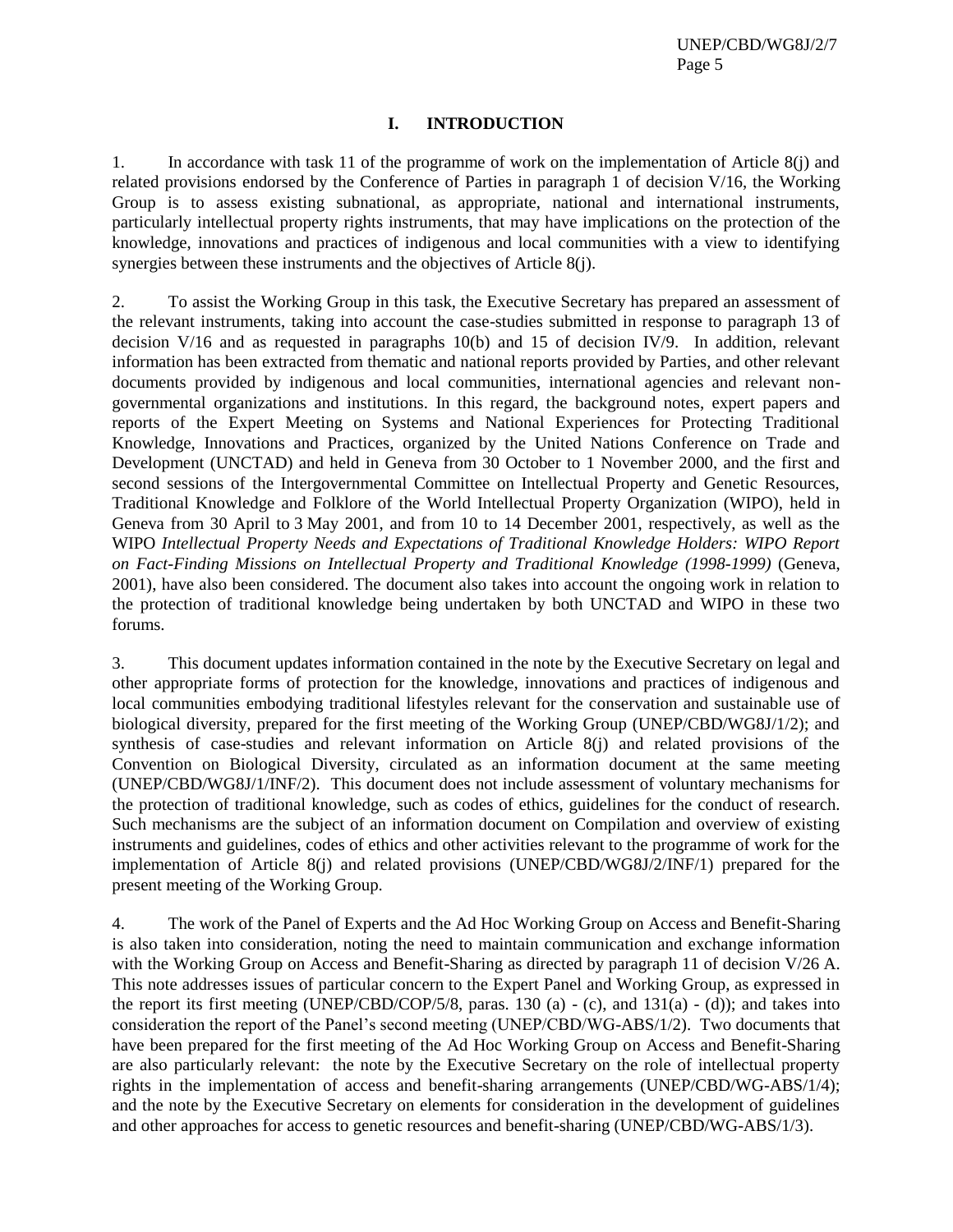## I. INTRODUCTION

1. In accordance with task 11 of the programme of work on the implementation of Article 8(j) and related provisions endorsed by the Conference of Parties in paragraph 1 of decision V/16, the Working Group is to assess existing subnational, as appropriate, national and international instruments, particularly intellectual property rights instruments, that may have implications on the protection of the knowledge, innovations and practices of indigenous and local communities with a view to identifying synergies between these instruments and the objectives of Article 8(j).

2. To assist the Working Group in this task, the Executive Secretary has prepared an assessment of the relevant instruments, taking into account the case-studies submitted in response to paragraph 13 of decision V/16 and as requested in paragraphs 10(b) and 15 of decision IV/9. In addition, relevant information has been extracted from thematic and national reports provided by Parties, and other relevant documents provided by indigenous and local communities, international agencies and relevant non-governmental organizations and institutions. In this regard, the background notes, expert papers and reports of the Expert Meeting on Systems and National Experiences for Protecting Traditional Knowledge, Innovations and Practices, organized by the United Nations Conference on Trade and Development (UNCTAD) and held in Geneva from 30 October to 1 November 2000, and the first and second sessions of the Intergovernmental Committee on Intellectual Property and Genetic Resources, Traditional Knowledge and Folklore of the World Intellectual Property Organization (WIPO), held in Geneva from 30 April to 3 May 2001, and from 10 to 14 December 2001, respectively, as well as the WIPO *Intellectual Property Needs and Expectations of Traditional Knowledge Holders: WIPO Report on Fact-Finding Missions on Intellectual Property and Traditional Knowledge (1998-1999)* (Geneva, 2001), have also been considered. The document also takes into account the ongoing work in relation to the protection of traditional knowledge being undertaken by both UNCTAD and WIPO in these two forums.

3. This document updates information contained in the note by the Executive Secretary on legal and other appropriate forms of protection for the knowledge, innovations and practices of indigenous and local communities embodying traditional lifestyles relevant for the conservation and sustainable use of biological diversity, prepared for the first meeting of the Working Group (UNEP/CBD/WG8J/1/2); and synthesis of case-studies and relevant information on Article 8(j) and related provisions of the Convention on Biological Diversity, circulated as an information document at the same meeting (UNEP/CBD/WG8J/1/INF/2). This document does not include assessment of voluntary mechanisms for the protection of traditional knowledge, such as codes of ethics, guidelines for the conduct of research. Such mechanisms are the subject of an information document on Compilation and overview of existing instruments and guidelines, codes of ethics and other activities relevant to the programme of work for the implementation of Article 8(j) and related provisions (UNEP/CBD/WG8J/2/INF/1) prepared for the present meeting of the Working Group.

4. The work of the Panel of Experts and the Ad Hoc Working Group on Access and Benefit-Sharing is also taken into consideration, noting the need to maintain communication and exchange information with the Working Group on Access and Benefit-Sharing as directed by paragraph 11 of decision V/26 A. This note addresses issues of particular concern to the Expert Panel and Working Group, as expressed in the report its first meeting (UNEP/CBD/COP/5/8, paras. 130 (a) - (c), and 131(a) - (d)); and takes into consideration the report of the Panel's second meeting (UNEP/CBD/WG-ABS/1/2). Two documents that have been prepared for the first meeting of the Ad Hoc Working Group on Access and Benefit-Sharing are also particularly relevant: the note by the Executive Secretary on the role of intellectual property rights in the implementation of access and benefit-sharing arrangements (UNEP/CBD/WG-ABS/1/4); and the note by the Executive Secretary on elements for consideration in the development of guidelines and other approaches for access to genetic resources and benefit-sharing (UNEP/CBD/WG-ABS/1/3).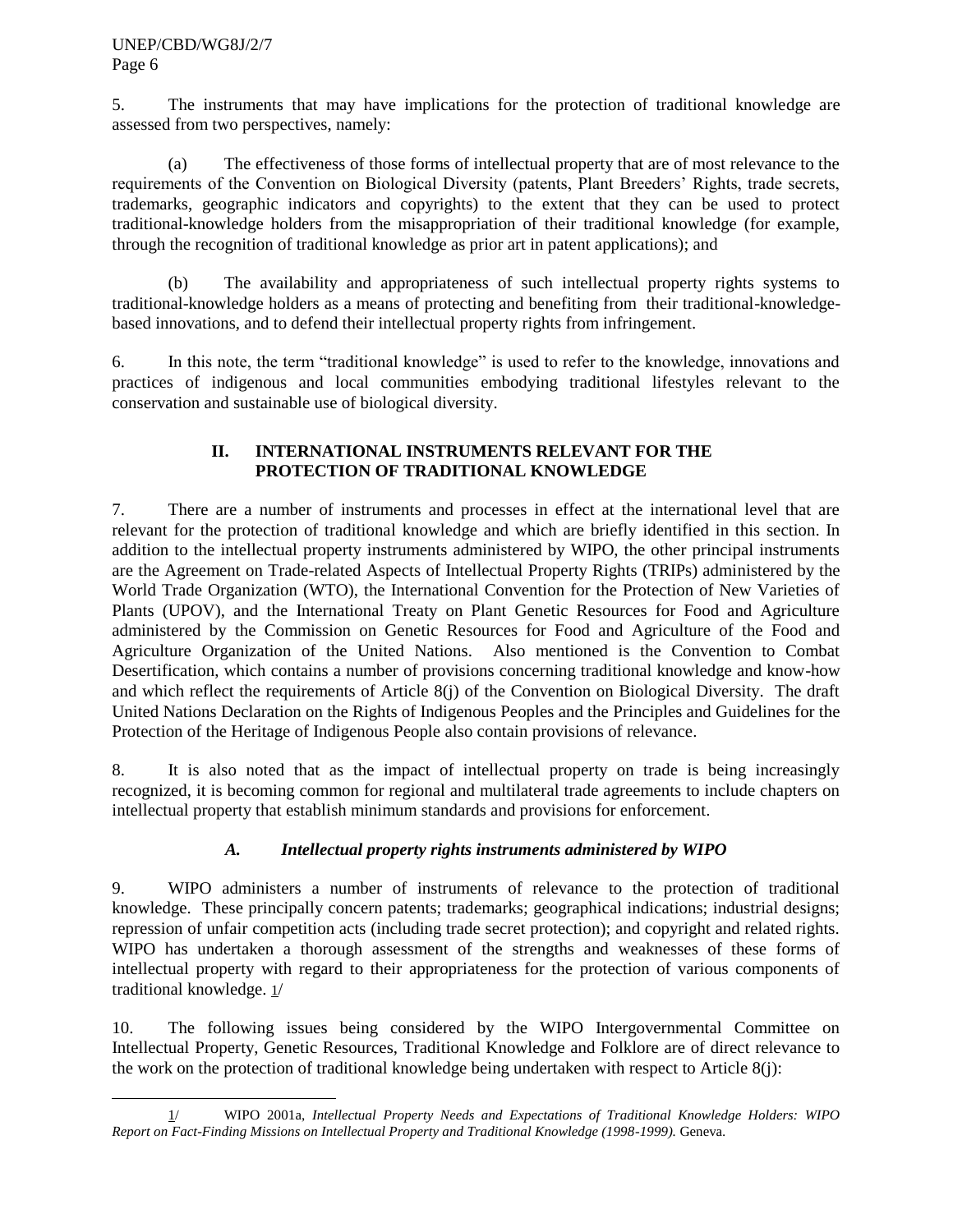5. The instruments that may have implications for the protection of traditional knowledge are assessed from two perspectives, namely:

(a) The effectiveness of those forms of intellectual property that are of most relevance to the requirements of the Convention on Biological Diversity (patents, Plant Breeders' Rights, trade secrets, trademarks, geographic indicators and copyrights) to the extent that they can be used to protect traditional-knowledge holders from the misappropriation of their traditional knowledge (for example, through the recognition of traditional knowledge as prior art in patent applications); and

(b) The availability and appropriateness of such intellectual property rights systems to traditional-knowledge holders as a means of protecting and benefiting from their traditional-knowledge-based innovations, and to defend their intellectual property rights from infringement.

6. In this note, the term "traditional knowledge" is used to refer to the knowledge, innovations and practices of indigenous and local communities embodying traditional lifestyles relevant to the conservation and sustainable use of biological diversity.

## II. INTERNATIONAL INSTRUMENTS RELEVANT FOR THE PROTECTION OF TRADITIONAL KNOWLEDGE

7. There are a number of instruments and processes in effect at the international level that are relevant for the protection of traditional knowledge and which are briefly identified in this section. In addition to the intellectual property instruments administered by WIPO, the other principal instruments are the Agreement on Trade-related Aspects of Intellectual Property Rights (TRIPs) administered by the World Trade Organization (WTO), the International Convention for the Protection of New Varieties of Plants (UPOV), and the International Treaty on Plant Genetic Resources for Food and Agriculture administered by the Commission on Genetic Resources for Food and Agriculture of the Food and Agriculture Organization of the United Nations. Also mentioned is the Convention to Combat Desertification, which contains a number of provisions concerning traditional knowledge and know-how and which reflect the requirements of Article 8(j) of the Convention on Biological Diversity. The draft United Nations Declaration on the Rights of Indigenous Peoples and the Principles and Guidelines for the Protection of the Heritage of Indigenous People also contain provisions of relevance.

8. It is also noted that as the impact of intellectual property on trade is being increasingly recognized, it is becoming common for regional and multilateral trade agreements to include chapters on intellectual property that establish minimum standards and provisions for enforcement.

### *A. Intellectual property rights instruments administered by WIPO*

9. WIPO administers a number of instruments of relevance to the protection of traditional knowledge. These principally concern patents; trademarks; geographical indications; industrial designs; repression of unfair competition acts (including trade secret protection); and copyright and related rights. WIPO has undertaken a thorough assessment of the strengths and weaknesses of these forms of intellectual property with regard to their appropriateness for the protection of various components of traditional knowledge. 1/

10. The following issues being considered by the WIPO Intergovernmental Committee on Intellectual Property, Genetic Resources, Traditional Knowledge and Folklore are of direct relevance to the work on the protection of traditional knowledge being undertaken with respect to Article 8(j):

---

1/ WIPO 2001a, *Intellectual Property Needs and Expectations of Traditional Knowledge Holders: WIPO Report on Fact-Finding Missions on Intellectual Property and Traditional Knowledge (1998-1999).* Geneva.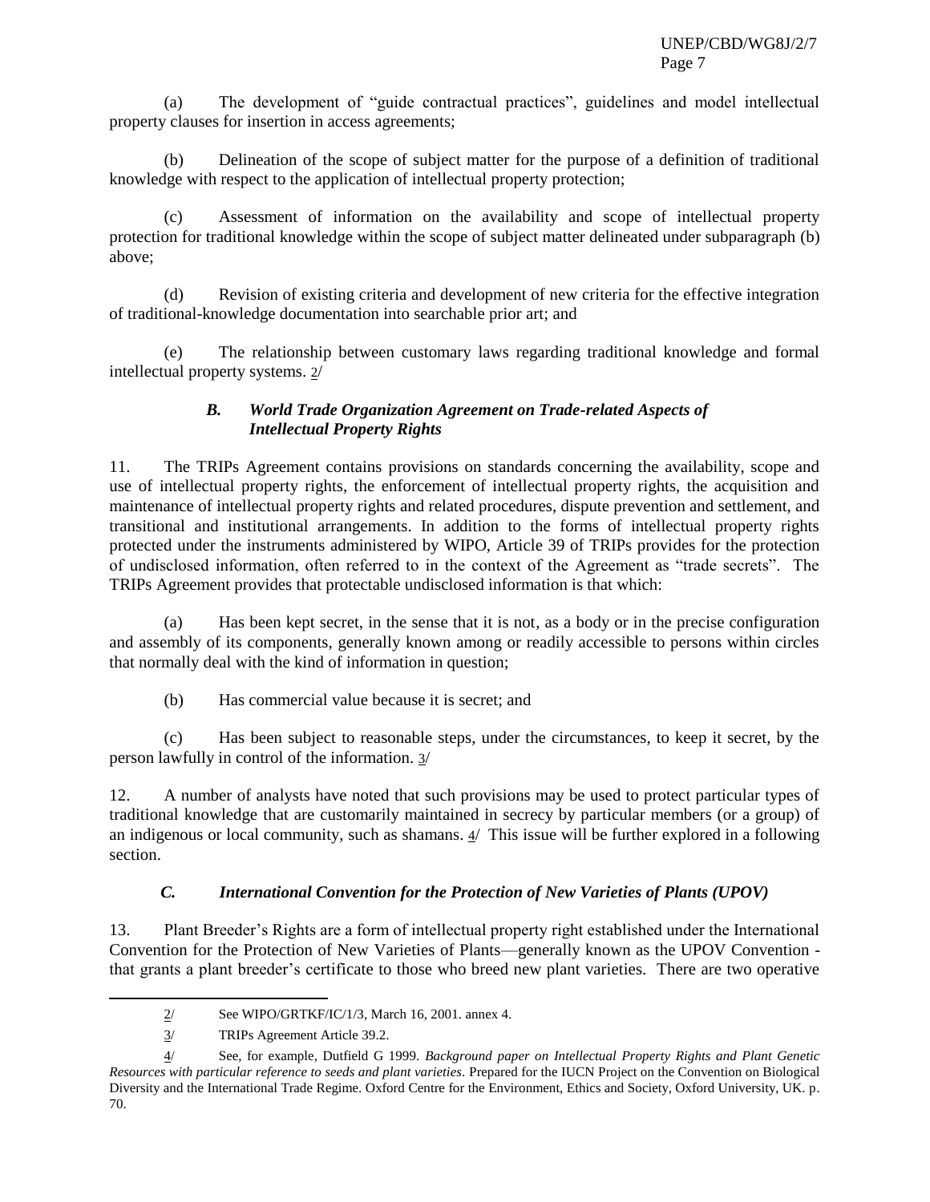(a) The development of "guide contractual practices", guidelines and model intellectual property clauses for insertion in access agreements;

(b) Delineation of the scope of subject matter for the purpose of a definition of traditional knowledge with respect to the application of intellectual property protection;

(c) Assessment of information on the availability and scope of intellectual property protection for traditional knowledge within the scope of subject matter delineated under subparagraph (b) above;

(d) Revision of existing criteria and development of new criteria for the effective integration of traditional-knowledge documentation into searchable prior art; and

(e) The relationship between customary laws regarding traditional knowledge and formal intellectual property systems. 2/

### *B. World Trade Organization Agreement on Trade-related Aspects of Intellectual Property Rights*

11. The TRIPs Agreement contains provisions on standards concerning the availability, scope and use of intellectual property rights, the enforcement of intellectual property rights, the acquisition and maintenance of intellectual property rights and related procedures, dispute prevention and settlement, and transitional and institutional arrangements. In addition to the forms of intellectual property rights protected under the instruments administered by WIPO, Article 39 of TRIPs provides for the protection of undisclosed information, often referred to in the context of the Agreement as "trade secrets". The TRIPs Agreement provides that protectable undisclosed information is that which:

(a) Has been kept secret, in the sense that it is not, as a body or in the precise configuration and assembly of its components, generally known among or readily accessible to persons within circles that normally deal with the kind of information in question;

(b) Has commercial value because it is secret; and

(c) Has been subject to reasonable steps, under the circumstances, to keep it secret, by the person lawfully in control of the information. 3/

12. A number of analysts have noted that such provisions may be used to protect particular types of traditional knowledge that are customarily maintained in secrecy by particular members (or a group) of an indigenous or local community, such as shamans. 4/ This issue will be further explored in a following section.

### *C. International Convention for the Protection of New Varieties of Plants (UPOV)*

13. Plant Breeder's Rights are a form of intellectual property right established under the International Convention for the Protection of New Varieties of Plants—generally known as the UPOV Convention - that grants a plant breeder's certificate to those who breed new plant varieties. There are two operative

---

2/ See WIPO/GRTKF/IC/1/3, March 16, 2001. annex 4.

3/ TRIPs Agreement Article 39.2.

4/ See, for example, Dutfield G 1999. *Background paper on Intellectual Property Rights and Plant Genetic Resources with particular reference to seeds and plant varieties*. Prepared for the IUCN Project on the Convention on Biological Diversity and the International Trade Regime. Oxford Centre for the Environment, Ethics and Society, Oxford University, UK. p. 70.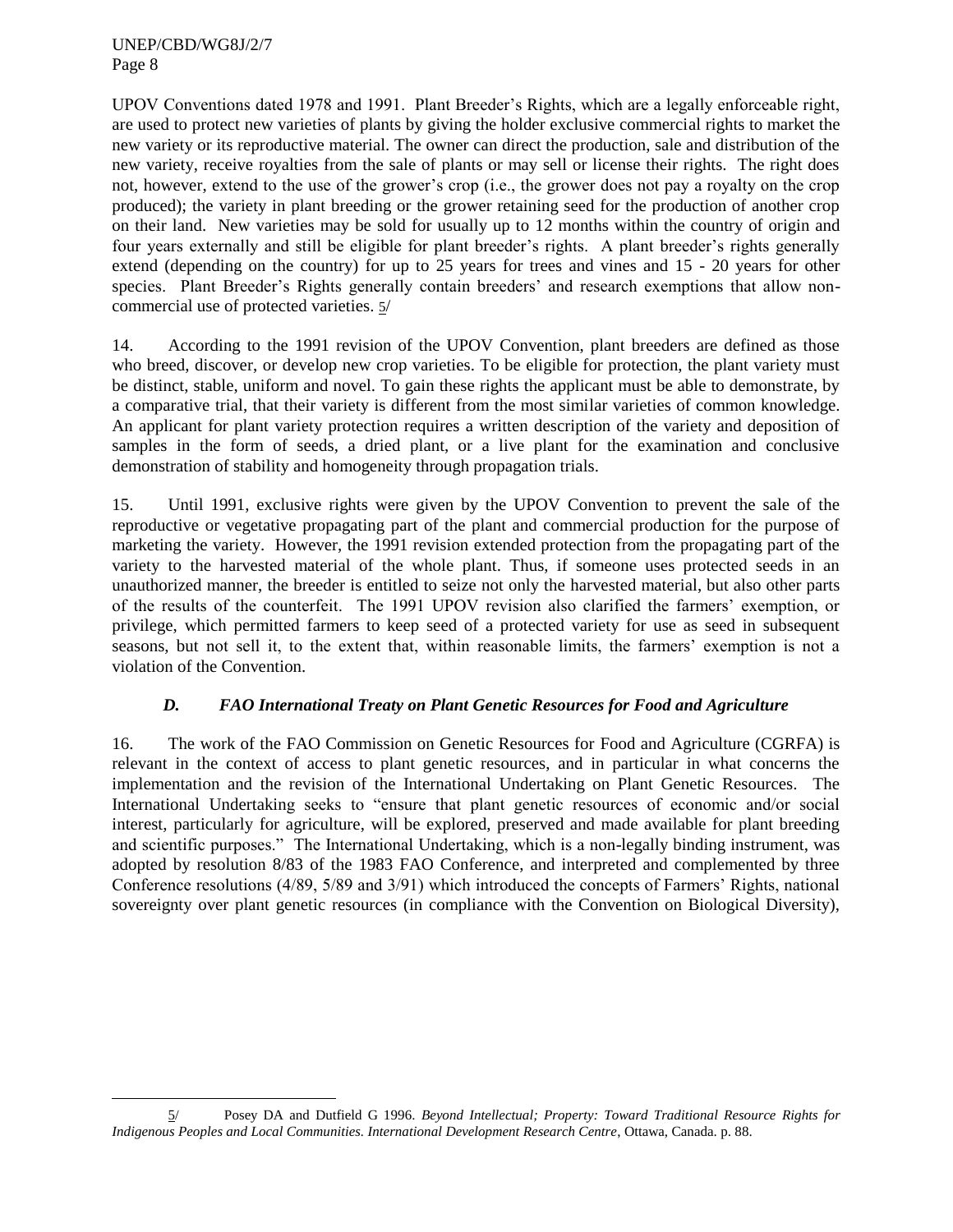UPOV Conventions dated 1978 and 1991. Plant Breeder's Rights, which are a legally enforceable right, are used to protect new varieties of plants by giving the holder exclusive commercial rights to market the new variety or its reproductive material. The owner can direct the production, sale and distribution of the new variety, receive royalties from the sale of plants or may sell or license their rights. The right does not, however, extend to the use of the grower's crop (i.e., the grower does not pay a royalty on the crop produced); the variety in plant breeding or the grower retaining seed for the production of another crop on their land. New varieties may be sold for usually up to 12 months within the country of origin and four years externally and still be eligible for plant breeder's rights. A plant breeder's rights generally extend (depending on the country) for up to 25 years for trees and vines and 15 - 20 years for other species. Plant Breeder's Rights generally contain breeders' and research exemptions that allow non-commercial use of protected varieties. 5/

14. According to the 1991 revision of the UPOV Convention, plant breeders are defined as those who breed, discover, or develop new crop varieties. To be eligible for protection, the plant variety must be distinct, stable, uniform and novel. To gain these rights the applicant must be able to demonstrate, by a comparative trial, that their variety is different from the most similar varieties of common knowledge. An applicant for plant variety protection requires a written description of the variety and deposition of samples in the form of seeds, a dried plant, or a live plant for the examination and conclusive demonstration of stability and homogeneity through propagation trials.

15. Until 1991, exclusive rights were given by the UPOV Convention to prevent the sale of the reproductive or vegetative propagating part of the plant and commercial production for the purpose of marketing the variety. However, the 1991 revision extended protection from the propagating part of the variety to the harvested material of the whole plant. Thus, if someone uses protected seeds in an unauthorized manner, the breeder is entitled to seize not only the harvested material, but also other parts of the results of the counterfeit. The 1991 UPOV revision also clarified the farmers' exemption, or privilege, which permitted farmers to keep seed of a protected variety for use as seed in subsequent seasons, but not sell it, to the extent that, within reasonable limits, the farmers' exemption is not a violation of the Convention.

### *D. FAO International Treaty on Plant Genetic Resources for Food and Agriculture*

16. The work of the FAO Commission on Genetic Resources for Food and Agriculture (CGRFA) is relevant in the context of access to plant genetic resources, and in particular in what concerns the implementation and the revision of the International Undertaking on Plant Genetic Resources. The International Undertaking seeks to "ensure that plant genetic resources of economic and/or social interest, particularly for agriculture, will be explored, preserved and made available for plant breeding and scientific purposes." The International Undertaking, which is a non-legally binding instrument, was adopted by resolution 8/83 of the 1983 FAO Conference, and interpreted and complemented by three Conference resolutions (4/89, 5/89 and 3/91) which introduced the concepts of Farmers' Rights, national sovereignty over plant genetic resources (in compliance with the Convention on Biological Diversity),

---

5/ Posey DA and Dutfield G 1996. *Beyond Intellectual; Property: Toward Traditional Resource Rights for Indigenous Peoples and Local Communities. International Development Research Centre*, Ottawa, Canada. p. 88.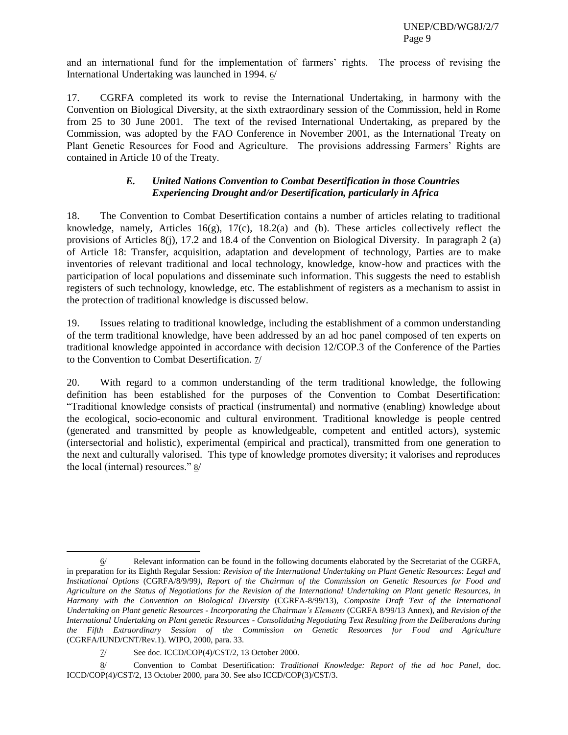and an international fund for the implementation of farmers' rights. The process of revising the International Undertaking was launched in 1994. 6/

17. CGRFA completed its work to revise the International Undertaking, in harmony with the Convention on Biological Diversity, at the sixth extraordinary session of the Commission, held in Rome from 25 to 30 June 2001. The text of the revised International Undertaking, as prepared by the Commission, was adopted by the FAO Conference in November 2001, as the International Treaty on Plant Genetic Resources for Food and Agriculture. The provisions addressing Farmers' Rights are contained in Article 10 of the Treaty.

### *E. United Nations Convention to Combat Desertification in those Countries Experiencing Drought and/or Desertification, particularly in Africa*

18. The Convention to Combat Desertification contains a number of articles relating to traditional knowledge, namely, Articles 16(g), 17(c), 18.2(a) and (b). These articles collectively reflect the provisions of Articles 8(j), 17.2 and 18.4 of the Convention on Biological Diversity. In paragraph 2 (a) of Article 18: Transfer, acquisition, adaptation and development of technology, Parties are to make inventories of relevant traditional and local technology, knowledge, know-how and practices with the participation of local populations and disseminate such information. This suggests the need to establish registers of such technology, knowledge, etc. The establishment of registers as a mechanism to assist in the protection of traditional knowledge is discussed below.

19. Issues relating to traditional knowledge, including the establishment of a common understanding of the term traditional knowledge, have been addressed by an ad hoc panel composed of ten experts on traditional knowledge appointed in accordance with decision 12/COP.3 of the Conference of the Parties to the Convention to Combat Desertification. 7/

20. With regard to a common understanding of the term traditional knowledge, the following definition has been established for the purposes of the Convention to Combat Desertification: "Traditional knowledge consists of practical (instrumental) and normative (enabling) knowledge about the ecological, socio-economic and cultural environment. Traditional knowledge is people centred (generated and transmitted by people as knowledgeable, competent and entitled actors), systemic (intersectoral and holistic), experimental (empirical and practical), transmitted from one generation to the next and culturally valorised. This type of knowledge promotes diversity; it valorises and reproduces the local (internal) resources." 8/

---

6/ Relevant information can be found in the following documents elaborated by the Secretariat of the CGRFA, in preparation for its Eighth Regular Session*: Revision of the International Undertaking on Plant Genetic Resources: Legal and Institutional Options* (CGRFA/8/9/99*), Report of the Chairman of the Commission on Genetic Resources for Food and Agriculture on the Status of Negotiations for the Revision of the International Undertaking on Plant genetic Resources, in Harmony with the Convention on Biological Diversity* (CGRFA-8/99/13), *Composite Draft Text of the International Undertaking on Plant genetic Resources - Incorporating the Chairman's Elements* (CGRFA 8/99/13 Annex), and *Revision of the International Undertaking on Plant genetic Resources - Consolidating Negotiating Text Resulting from the Deliberations during the Fifth Extraordinary Session of the Commission on Genetic Resources for Food and Agriculture* (CGRFA/IUND/CNT/Rev.1). WIPO, 2000, para. 33.

7/ See doc. ICCD/COP(4)/CST/2, 13 October 2000.

8/ Convention to Combat Desertification: *Traditional Knowledge: Report of the ad hoc Panel*, doc. ICCD/COP(4)/CST/2, 13 October 2000, para 30. See also ICCD/COP(3)/CST/3.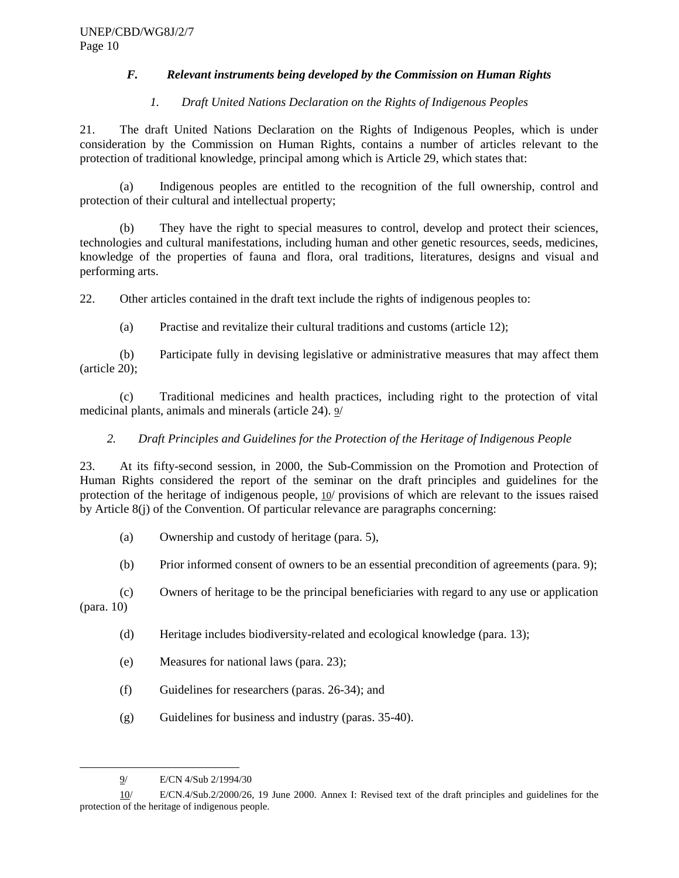### *F. Relevant instruments being developed by the Commission on Human Rights*

#### *1. Draft United Nations Declaration on the Rights of Indigenous Peoples*

21. The draft United Nations Declaration on the Rights of Indigenous Peoples, which is under consideration by the Commission on Human Rights, contains a number of articles relevant to the protection of traditional knowledge, principal among which is Article 29, which states that:

(a) Indigenous peoples are entitled to the recognition of the full ownership, control and protection of their cultural and intellectual property;

(b) They have the right to special measures to control, develop and protect their sciences, technologies and cultural manifestations, including human and other genetic resources, seeds, medicines, knowledge of the properties of fauna and flora, oral traditions, literatures, designs and visual and performing arts.

22. Other articles contained in the draft text include the rights of indigenous peoples to:

(a) Practise and revitalize their cultural traditions and customs (article 12);

(b) Participate fully in devising legislative or administrative measures that may affect them (article 20);

(c) Traditional medicines and health practices, including right to the protection of vital medicinal plants, animals and minerals (article 24). 9/

#### *2. Draft Principles and Guidelines for the Protection of the Heritage of Indigenous People*

23. At its fifty-second session, in 2000, the Sub-Commission on the Promotion and Protection of Human Rights considered the report of the seminar on the draft principles and guidelines for the protection of the heritage of indigenous people, 10/ provisions of which are relevant to the issues raised by Article 8(j) of the Convention. Of particular relevance are paragraphs concerning:

(a) Ownership and custody of heritage (para. 5),

(b) Prior informed consent of owners to be an essential precondition of agreements (para. 9);

(c) Owners of heritage to be the principal beneficiaries with regard to any use or application (para. 10)

(d) Heritage includes biodiversity-related and ecological knowledge (para. 13);

(e) Measures for national laws (para. 23);

(f) Guidelines for researchers (paras. 26-34); and

(g) Guidelines for business and industry (paras. 35-40).

---

9/ E/CN 4/Sub 2/1994/30

10/ E/CN.4/Sub.2/2000/26, 19 June 2000. Annex I: Revised text of the draft principles and guidelines for the protection of the heritage of indigenous people.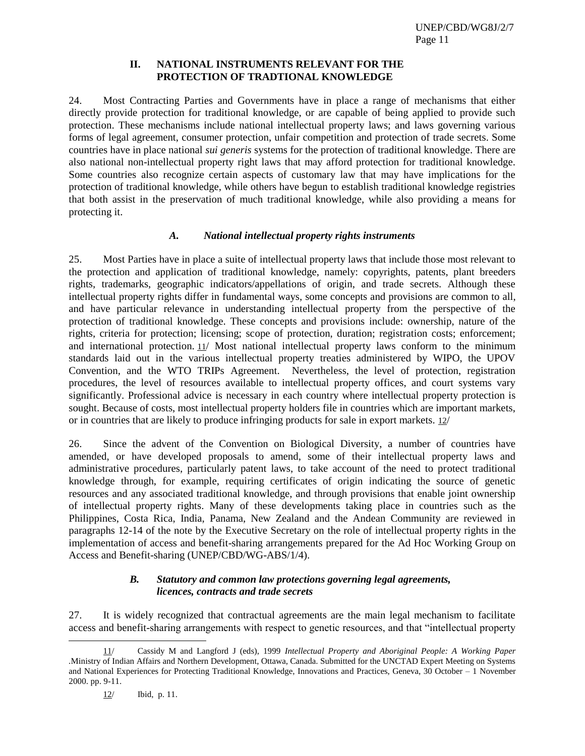## II. NATIONAL INSTRUMENTS RELEVANT FOR THE PROTECTION OF TRADTIONAL KNOWLEDGE

24. Most Contracting Parties and Governments have in place a range of mechanisms that either directly provide protection for traditional knowledge, or are capable of being applied to provide such protection. These mechanisms include national intellectual property laws; and laws governing various forms of legal agreement, consumer protection, unfair competition and protection of trade secrets. Some countries have in place national *sui generis* systems for the protection of traditional knowledge. There are also national non-intellectual property right laws that may afford protection for traditional knowledge. Some countries also recognize certain aspects of customary law that may have implications for the protection of traditional knowledge, while others have begun to establish traditional knowledge registries that both assist in the preservation of much traditional knowledge, while also providing a means for protecting it.

### *A. National intellectual property rights instruments*

25. Most Parties have in place a suite of intellectual property laws that include those most relevant to the protection and application of traditional knowledge, namely: copyrights, patents, plant breeders rights, trademarks, geographic indicators/appellations of origin, and trade secrets. Although these intellectual property rights differ in fundamental ways, some concepts and provisions are common to all, and have particular relevance in understanding intellectual property from the perspective of the protection of traditional knowledge. These concepts and provisions include: ownership, nature of the rights, criteria for protection; licensing; scope of protection, duration; registration costs; enforcement; and international protection. 11/ Most national intellectual property laws conform to the minimum standards laid out in the various intellectual property treaties administered by WIPO, the UPOV Convention, and the WTO TRIPs Agreement. Nevertheless, the level of protection, registration procedures, the level of resources available to intellectual property offices, and court systems vary significantly. Professional advice is necessary in each country where intellectual property protection is sought. Because of costs, most intellectual property holders file in countries which are important markets, or in countries that are likely to produce infringing products for sale in export markets. 12/

26. Since the advent of the Convention on Biological Diversity, a number of countries have amended, or have developed proposals to amend, some of their intellectual property laws and administrative procedures, particularly patent laws, to take account of the need to protect traditional knowledge through, for example, requiring certificates of origin indicating the source of genetic resources and any associated traditional knowledge, and through provisions that enable joint ownership of intellectual property rights. Many of these developments taking place in countries such as the Philippines, Costa Rica, India, Panama, New Zealand and the Andean Community are reviewed in paragraphs 12-14 of the note by the Executive Secretary on the role of intellectual property rights in the implementation of access and benefit-sharing arrangements prepared for the Ad Hoc Working Group on Access and Benefit-sharing (UNEP/CBD/WG-ABS/1/4).

### *B. Statutory and common law protections governing legal agreements, licences, contracts and trade secrets*

27. It is widely recognized that contractual agreements are the main legal mechanism to facilitate access and benefit-sharing arrangements with respect to genetic resources, and that "intellectual property

---

11/ Cassidy M and Langford J (eds), 1999 *Intellectual Property and Aboriginal People: A Working Paper* .Ministry of Indian Affairs and Northern Development, Ottawa, Canada. Submitted for the UNCTAD Expert Meeting on Systems and National Experiences for Protecting Traditional Knowledge, Innovations and Practices, Geneva, 30 October – 1 November 2000. pp. 9-11.

12/ Ibid, p. 11.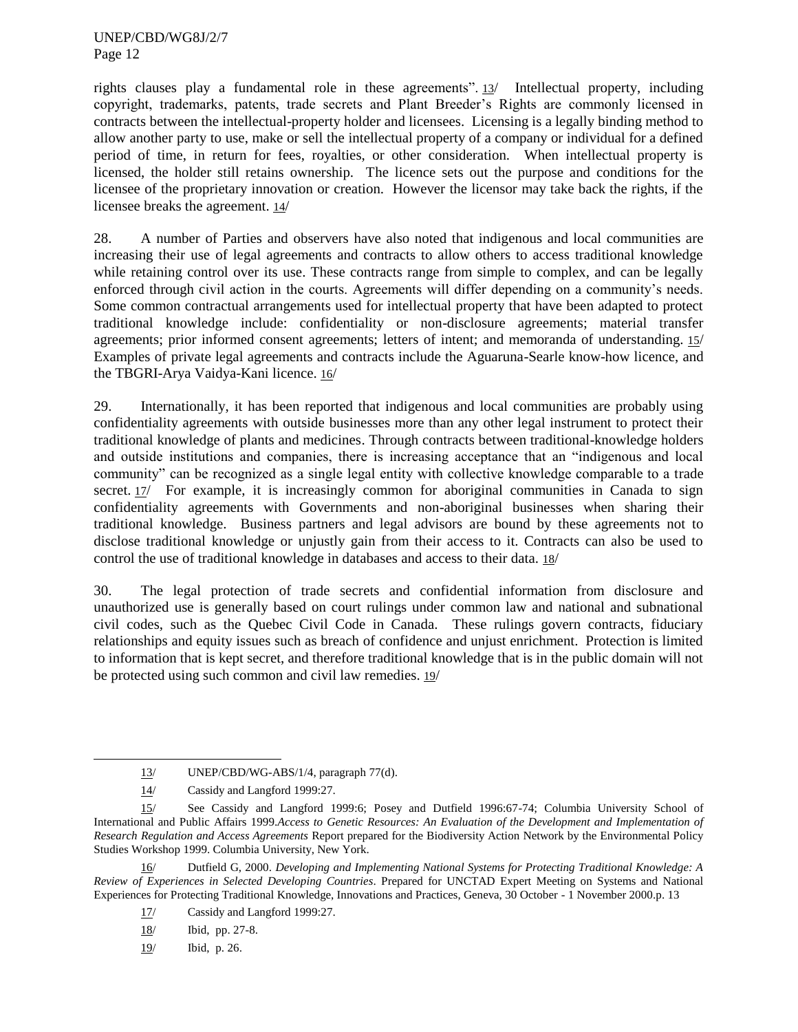rights clauses play a fundamental role in these agreements". 13/ Intellectual property, including copyright, trademarks, patents, trade secrets and Plant Breeder's Rights are commonly licensed in contracts between the intellectual-property holder and licensees. Licensing is a legally binding method to allow another party to use, make or sell the intellectual property of a company or individual for a defined period of time, in return for fees, royalties, or other consideration. When intellectual property is licensed, the holder still retains ownership. The licence sets out the purpose and conditions for the licensee of the proprietary innovation or creation. However the licensor may take back the rights, if the licensee breaks the agreement. 14/

28. A number of Parties and observers have also noted that indigenous and local communities are increasing their use of legal agreements and contracts to allow others to access traditional knowledge while retaining control over its use. These contracts range from simple to complex, and can be legally enforced through civil action in the courts. Agreements will differ depending on a community's needs. Some common contractual arrangements used for intellectual property that have been adapted to protect traditional knowledge include: confidentiality or non-disclosure agreements; material transfer agreements; prior informed consent agreements; letters of intent; and memoranda of understanding. 15/ Examples of private legal agreements and contracts include the Aguaruna-Searle know-how licence, and the TBGRI-Arya Vaidya-Kani licence. 16/

29. Internationally, it has been reported that indigenous and local communities are probably using confidentiality agreements with outside businesses more than any other legal instrument to protect their traditional knowledge of plants and medicines. Through contracts between traditional-knowledge holders and outside institutions and companies, there is increasing acceptance that an "indigenous and local community" can be recognized as a single legal entity with collective knowledge comparable to a trade secret. 17/ For example, it is increasingly common for aboriginal communities in Canada to sign confidentiality agreements with Governments and non-aboriginal businesses when sharing their traditional knowledge. Business partners and legal advisors are bound by these agreements not to disclose traditional knowledge or unjustly gain from their access to it. Contracts can also be used to control the use of traditional knowledge in databases and access to their data. 18/

30. The legal protection of trade secrets and confidential information from disclosure and unauthorized use is generally based on court rulings under common law and national and subnational civil codes, such as the Quebec Civil Code in Canada. These rulings govern contracts, fiduciary relationships and equity issues such as breach of confidence and unjust enrichment. Protection is limited to information that is kept secret, and therefore traditional knowledge that is in the public domain will not be protected using such common and civil law remedies. 19/

---

13/ UNEP/CBD/WG-ABS/1/4, paragraph 77(d).

14/ Cassidy and Langford 1999:27.

15/ See Cassidy and Langford 1999:6; Posey and Dutfield 1996:67-74; Columbia University School of International and Public Affairs 1999.*Access to Genetic Resources: An Evaluation of the Development and Implementation of Research Regulation and Access Agreements* Report prepared for the Biodiversity Action Network by the Environmental Policy Studies Workshop 1999. Columbia University, New York.

16/ Dutfield G, 2000. *Developing and Implementing National Systems for Protecting Traditional Knowledge: A Review of Experiences in Selected Developing Countries*. Prepared for UNCTAD Expert Meeting on Systems and National Experiences for Protecting Traditional Knowledge, Innovations and Practices, Geneva, 30 October - 1 November 2000.p. 13

17/ Cassidy and Langford 1999:27.

18/ Ibid, pp. 27-8.

19/ Ibid, p. 26.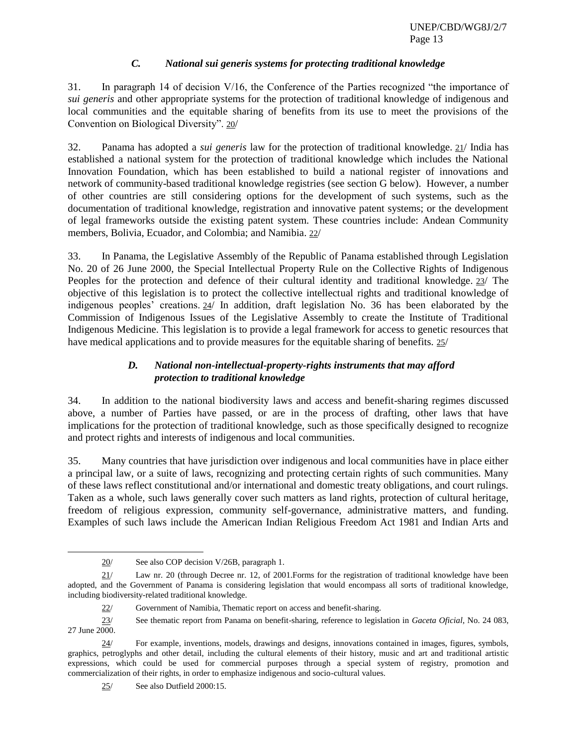### *C. National sui generis systems for protecting traditional knowledge*

31. In paragraph 14 of decision V/16, the Conference of the Parties recognized "the importance of *sui generis* and other appropriate systems for the protection of traditional knowledge of indigenous and local communities and the equitable sharing of benefits from its use to meet the provisions of the Convention on Biological Diversity". 20/

32. Panama has adopted a *sui generis* law for the protection of traditional knowledge. 21/ India has established a national system for the protection of traditional knowledge which includes the National Innovation Foundation, which has been established to build a national register of innovations and network of community-based traditional knowledge registries (see section G below). However, a number of other countries are still considering options for the development of such systems, such as the documentation of traditional knowledge, registration and innovative patent systems; or the development of legal frameworks outside the existing patent system. These countries include: Andean Community members, Bolivia, Ecuador, and Colombia; and Namibia. 22/

33. In Panama, the Legislative Assembly of the Republic of Panama established through Legislation No. 20 of 26 June 2000, the Special Intellectual Property Rule on the Collective Rights of Indigenous Peoples for the protection and defence of their cultural identity and traditional knowledge. 23/ The objective of this legislation is to protect the collective intellectual rights and traditional knowledge of indigenous peoples' creations. 24/ In addition, draft legislation No. 36 has been elaborated by the Commission of Indigenous Issues of the Legislative Assembly to create the Institute of Traditional Indigenous Medicine. This legislation is to provide a legal framework for access to genetic resources that have medical applications and to provide measures for the equitable sharing of benefits. 25/

### *D. National non-intellectual-property-rights instruments that may afford protection to traditional knowledge*

34. In addition to the national biodiversity laws and access and benefit-sharing regimes discussed above, a number of Parties have passed, or are in the process of drafting, other laws that have implications for the protection of traditional knowledge, such as those specifically designed to recognize and protect rights and interests of indigenous and local communities.

35. Many countries that have jurisdiction over indigenous and local communities have in place either a principal law, or a suite of laws, recognizing and protecting certain rights of such communities. Many of these laws reflect constitutional and/or international and domestic treaty obligations, and court rulings. Taken as a whole, such laws generally cover such matters as land rights, protection of cultural heritage, freedom of religious expression, community self-governance, administrative matters, and funding. Examples of such laws include the American Indian Religious Freedom Act 1981 and Indian Arts and

---

20/ See also COP decision V/26B, paragraph 1.

21/ Law nr. 20 (through Decree nr. 12, of 2001.Forms for the registration of traditional knowledge have been adopted, and the Government of Panama is considering legislation that would encompass all sorts of traditional knowledge, including biodiversity-related traditional knowledge.

22/ Government of Namibia, Thematic report on access and benefit-sharing.

23/ See thematic report from Panama on benefit-sharing, reference to legislation in *Gaceta Oficial*, No. 24 083, 27 June 2000.

24/ For example, inventions, models, drawings and designs, innovations contained in images, figures, symbols, graphics, petroglyphs and other detail, including the cultural elements of their history, music and art and traditional artistic expressions, which could be used for commercial purposes through a special system of registry, promotion and commercialization of their rights, in order to emphasize indigenous and socio-cultural values.

25/ See also Dutfield 2000:15.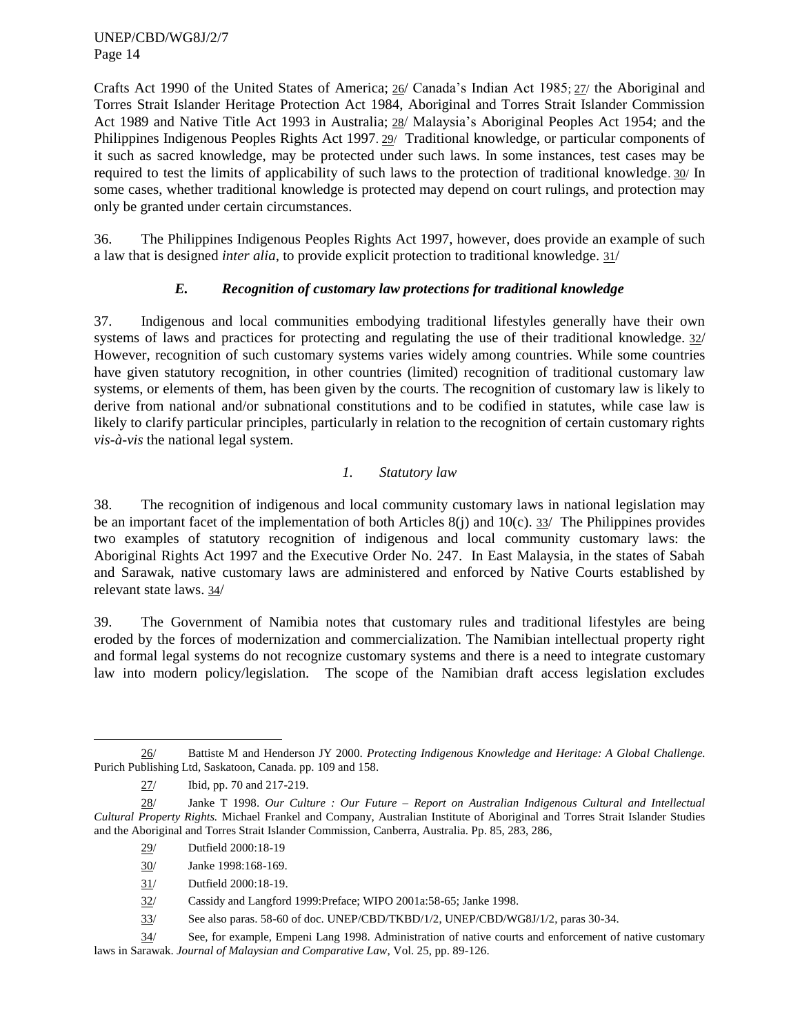Crafts Act 1990 of the United States of America; 26/ Canada's Indian Act 1985; 27/ the Aboriginal and Torres Strait Islander Heritage Protection Act 1984, Aboriginal and Torres Strait Islander Commission Act 1989 and Native Title Act 1993 in Australia; 28/ Malaysia's Aboriginal Peoples Act 1954; and the Philippines Indigenous Peoples Rights Act 1997. 29/ Traditional knowledge, or particular components of it such as sacred knowledge, may be protected under such laws. In some instances, test cases may be required to test the limits of applicability of such laws to the protection of traditional knowledge. 30/ In some cases, whether traditional knowledge is protected may depend on court rulings, and protection may only be granted under certain circumstances.

36. The Philippines Indigenous Peoples Rights Act 1997, however, does provide an example of such a law that is designed *inter alia*, to provide explicit protection to traditional knowledge. 31/

### *E. Recognition of customary law protections for traditional knowledge*

37. Indigenous and local communities embodying traditional lifestyles generally have their own systems of laws and practices for protecting and regulating the use of their traditional knowledge. 32/ However, recognition of such customary systems varies widely among countries. While some countries have given statutory recognition, in other countries (limited) recognition of traditional customary law systems, or elements of them, has been given by the courts. The recognition of customary law is likely to derive from national and/or subnational constitutions and to be codified in statutes, while case law is likely to clarify particular principles, particularly in relation to the recognition of certain customary rights *vis-à-vis* the national legal system.

#### *1. Statutory law*

38. The recognition of indigenous and local community customary laws in national legislation may be an important facet of the implementation of both Articles 8(j) and 10(c). 33/ The Philippines provides two examples of statutory recognition of indigenous and local community customary laws: the Aboriginal Rights Act 1997 and the Executive Order No. 247. In East Malaysia, in the states of Sabah and Sarawak, native customary laws are administered and enforced by Native Courts established by relevant state laws. 34/

39. The Government of Namibia notes that customary rules and traditional lifestyles are being eroded by the forces of modernization and commercialization. The Namibian intellectual property right and formal legal systems do not recognize customary systems and there is a need to integrate customary law into modern policy/legislation. The scope of the Namibian draft access legislation excludes

---

26/ Battiste M and Henderson JY 2000. *Protecting Indigenous Knowledge and Heritage: A Global Challenge.* Purich Publishing Ltd, Saskatoon, Canada. pp. 109 and 158.

27/ Ibid, pp. 70 and 217-219.

28/ Janke T 1998. *Our Culture : Our Future – Report on Australian Indigenous Cultural and Intellectual Cultural Property Rights.* Michael Frankel and Company, Australian Institute of Aboriginal and Torres Strait Islander Studies and the Aboriginal and Torres Strait Islander Commission, Canberra, Australia. Pp. 85, 283, 286,

29/ Dutfield 2000:18-19

30/ Janke 1998:168-169.

31/ Dutfield 2000:18-19.

32/ Cassidy and Langford 1999:Preface; WIPO 2001a:58-65; Janke 1998.

33/ See also paras. 58-60 of doc. UNEP/CBD/TKBD/1/2, UNEP/CBD/WG8J/1/2, paras 30-34.

34/ See, for example, Empeni Lang 1998. Administration of native courts and enforcement of native customary laws in Sarawak. *Journal of Malaysian and Comparative Law*, Vol. 25, pp. 89-126.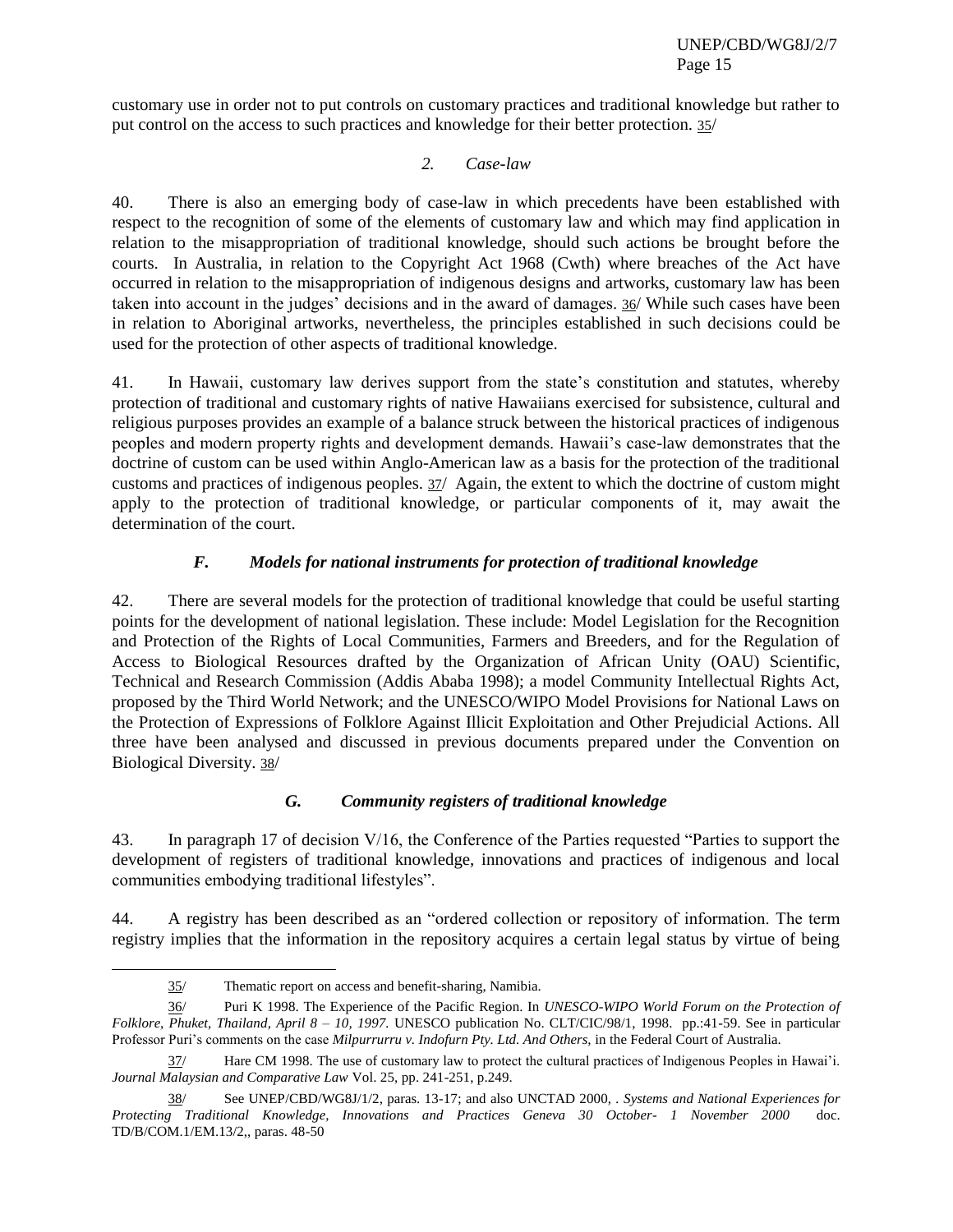customary use in order not to put controls on customary practices and traditional knowledge but rather to put control on the access to such practices and knowledge for their better protection. 35/

### *2. Case-law*

40. There is also an emerging body of case-law in which precedents have been established with respect to the recognition of some of the elements of customary law and which may find application in relation to the misappropriation of traditional knowledge, should such actions be brought before the courts. In Australia, in relation to the Copyright Act 1968 (Cwth) where breaches of the Act have occurred in relation to the misappropriation of indigenous designs and artworks, customary law has been taken into account in the judges' decisions and in the award of damages. 36/ While such cases have been in relation to Aboriginal artworks, nevertheless, the principles established in such decisions could be used for the protection of other aspects of traditional knowledge.

41. In Hawaii, customary law derives support from the state's constitution and statutes, whereby protection of traditional and customary rights of native Hawaiians exercised for subsistence, cultural and religious purposes provides an example of a balance struck between the historical practices of indigenous peoples and modern property rights and development demands. Hawaii's case-law demonstrates that the doctrine of custom can be used within Anglo-American law as a basis for the protection of the traditional customs and practices of indigenous peoples. 37/ Again, the extent to which the doctrine of custom might apply to the protection of traditional knowledge, or particular components of it, may await the determination of the court.

## ***F. Models for national instruments for protection of traditional knowledge***

42. There are several models for the protection of traditional knowledge that could be useful starting points for the development of national legislation. These include: Model Legislation for the Recognition and Protection of the Rights of Local Communities, Farmers and Breeders, and for the Regulation of Access to Biological Resources drafted by the Organization of African Unity (OAU) Scientific, Technical and Research Commission (Addis Ababa 1998); a model Community Intellectual Rights Act, proposed by the Third World Network; and the UNESCO/WIPO Model Provisions for National Laws on the Protection of Expressions of Folklore Against Illicit Exploitation and Other Prejudicial Actions. All three have been analysed and discussed in previous documents prepared under the Convention on Biological Diversity. 38/

## ***G. Community registers of traditional knowledge***

43. In paragraph 17 of decision V/16, the Conference of the Parties requested "Parties to support the development of registers of traditional knowledge, innovations and practices of indigenous and local communities embodying traditional lifestyles".

44. A registry has been described as an "ordered collection or repository of information. The term registry implies that the information in the repository acquires a certain legal status by virtue of being

---

35/ Thematic report on access and benefit-sharing, Namibia.

36/ Puri K 1998. The Experience of the Pacific Region. In *UNESCO-WIPO World Forum on the Protection of Folklore, Phuket, Thailand, April 8 – 10, 1997.* UNESCO publication No. CLT/CIC/98/1, 1998. pp.:41-59. See in particular Professor Puri's comments on the case *Milpurrurru v. Indofurn Pty. Ltd. And Others,* in the Federal Court of Australia.

37/ Hare CM 1998. The use of customary law to protect the cultural practices of Indigenous Peoples in Hawai'i. *Journal Malaysian and Comparative Law* Vol. 25, pp. 241-251, p.249.

38/ See UNEP/CBD/WG8J/1/2, paras. 13-17; and also UNCTAD 2000, . *Systems and National Experiences for Protecting Traditional Knowledge, Innovations and Practices Geneva 30 October- 1 November 2000* doc. TD/B/COM.1/EM.13/2,, paras. 48-50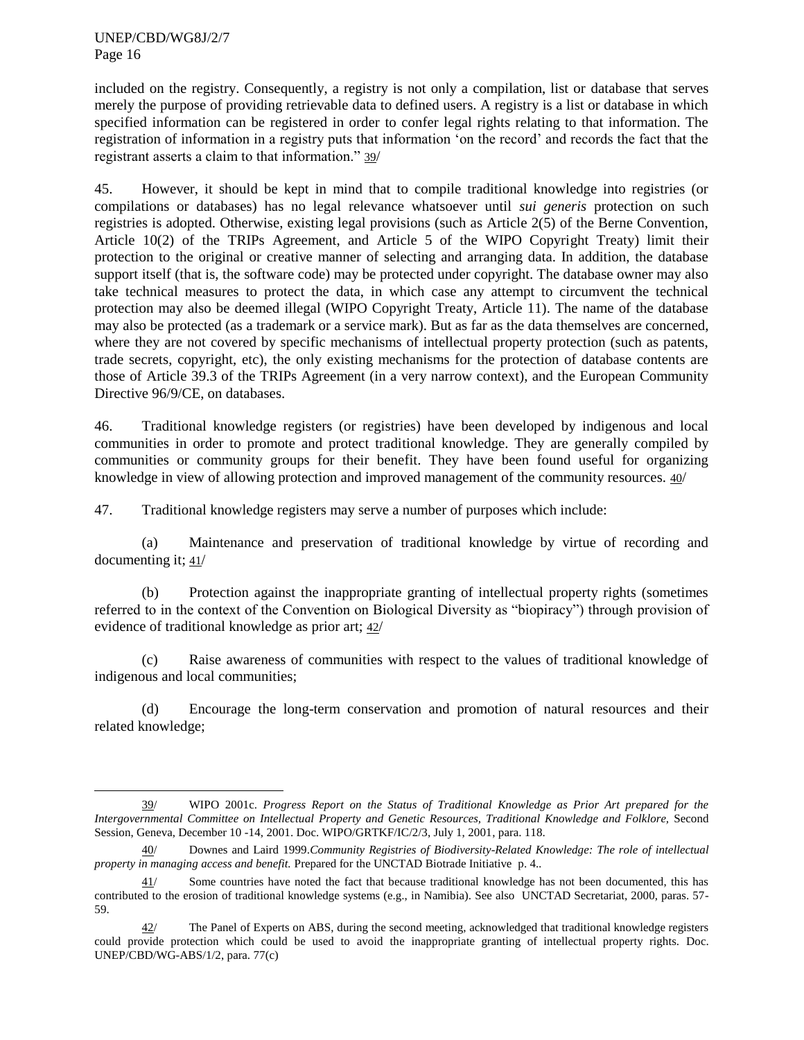included on the registry. Consequently, a registry is not only a compilation, list or database that serves merely the purpose of providing retrievable data to defined users. A registry is a list or database in which specified information can be registered in order to confer legal rights relating to that information. The registration of information in a registry puts that information 'on the record' and records the fact that the registrant asserts a claim to that information." 39/

45. However, it should be kept in mind that to compile traditional knowledge into registries (or compilations or databases) has no legal relevance whatsoever until *sui generis* protection on such registries is adopted. Otherwise, existing legal provisions (such as Article 2(5) of the Berne Convention, Article 10(2) of the TRIPs Agreement, and Article 5 of the WIPO Copyright Treaty) limit their protection to the original or creative manner of selecting and arranging data. In addition, the database support itself (that is, the software code) may be protected under copyright. The database owner may also take technical measures to protect the data, in which case any attempt to circumvent the technical protection may also be deemed illegal (WIPO Copyright Treaty, Article 11). The name of the database may also be protected (as a trademark or a service mark). But as far as the data themselves are concerned, where they are not covered by specific mechanisms of intellectual property protection (such as patents, trade secrets, copyright, etc), the only existing mechanisms for the protection of database contents are those of Article 39.3 of the TRIPs Agreement (in a very narrow context), and the European Community Directive 96/9/CE, on databases.

46. Traditional knowledge registers (or registries) have been developed by indigenous and local communities in order to promote and protect traditional knowledge. They are generally compiled by communities or community groups for their benefit. They have been found useful for organizing knowledge in view of allowing protection and improved management of the community resources. 40/

47. Traditional knowledge registers may serve a number of purposes which include:

(a) Maintenance and preservation of traditional knowledge by virtue of recording and documenting it; 41/

(b) Protection against the inappropriate granting of intellectual property rights (sometimes referred to in the context of the Convention on Biological Diversity as "biopiracy") through provision of evidence of traditional knowledge as prior art; 42/

(c) Raise awareness of communities with respect to the values of traditional knowledge of indigenous and local communities;

(d) Encourage the long-term conservation and promotion of natural resources and their related knowledge;

---

39/ WIPO 2001c. *Progress Report on the Status of Traditional Knowledge as Prior Art prepared for the Intergovernmental Committee on Intellectual Property and Genetic Resources, Traditional Knowledge and Folklore,* Second Session, Geneva, December 10 -14, 2001. Doc. WIPO/GRTKF/IC/2/3, July 1, 2001, para. 118.

40/ Downes and Laird 1999.*Community Registries of Biodiversity-Related Knowledge: The role of intellectual property in managing access and benefit.* Prepared for the UNCTAD Biotrade Initiative p. 4..

41/ Some countries have noted the fact that because traditional knowledge has not been documented, this has contributed to the erosion of traditional knowledge systems (e.g., in Namibia). See also UNCTAD Secretariat, 2000, paras. 57-59.

42/ The Panel of Experts on ABS, during the second meeting, acknowledged that traditional knowledge registers could provide protection which could be used to avoid the inappropriate granting of intellectual property rights. Doc. UNEP/CBD/WG-ABS/1/2, para. 77(c)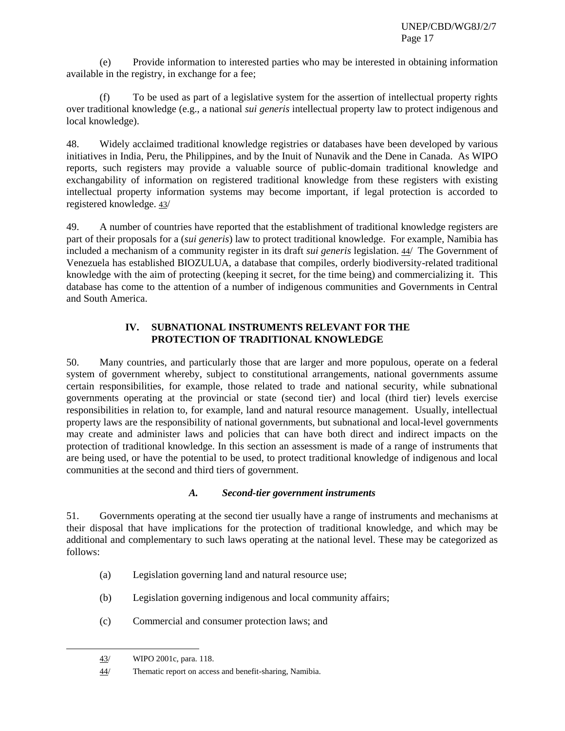(e) Provide information to interested parties who may be interested in obtaining information available in the registry, in exchange for a fee;

(f) To be used as part of a legislative system for the assertion of intellectual property rights over traditional knowledge (e.g., a national *sui generis* intellectual property law to protect indigenous and local knowledge).

48. Widely acclaimed traditional knowledge registries or databases have been developed by various initiatives in India, Peru, the Philippines, and by the Inuit of Nunavik and the Dene in Canada. As WIPO reports, such registers may provide a valuable source of public-domain traditional knowledge and exchangability of information on registered traditional knowledge from these registers with existing intellectual property information systems may become important, if legal protection is accorded to registered knowledge. 43/

49. A number of countries have reported that the establishment of traditional knowledge registers are part of their proposals for a (*sui generis*) law to protect traditional knowledge. For example, Namibia has included a mechanism of a community register in its draft *sui generis* legislation. 44/ The Government of Venezuela has established BIOZULUA, a database that compiles, orderly biodiversity-related traditional knowledge with the aim of protecting (keeping it secret, for the time being) and commercializing it. This database has come to the attention of a number of indigenous communities and Governments in Central and South America.

## IV. SUBNATIONAL INSTRUMENTS RELEVANT FOR THE PROTECTION OF TRADITIONAL KNOWLEDGE

50. Many countries, and particularly those that are larger and more populous, operate on a federal system of government whereby, subject to constitutional arrangements, national governments assume certain responsibilities, for example, those related to trade and national security, while subnational governments operating at the provincial or state (second tier) and local (third tier) levels exercise responsibilities in relation to, for example, land and natural resource management. Usually, intellectual property laws are the responsibility of national governments, but subnational and local-level governments may create and administer laws and policies that can have both direct and indirect impacts on the protection of traditional knowledge. In this section an assessment is made of a range of instruments that are being used, or have the potential to be used, to protect traditional knowledge of indigenous and local communities at the second and third tiers of government.

### *A. Second-tier government instruments*

51. Governments operating at the second tier usually have a range of instruments and mechanisms at their disposal that have implications for the protection of traditional knowledge, and which may be additional and complementary to such laws operating at the national level. These may be categorized as follows:

(a) Legislation governing land and natural resource use;

(b) Legislation governing indigenous and local community affairs;

(c) Commercial and consumer protection laws; and

---

43/ WIPO 2001c, para. 118.

44/ Thematic report on access and benefit-sharing, Namibia.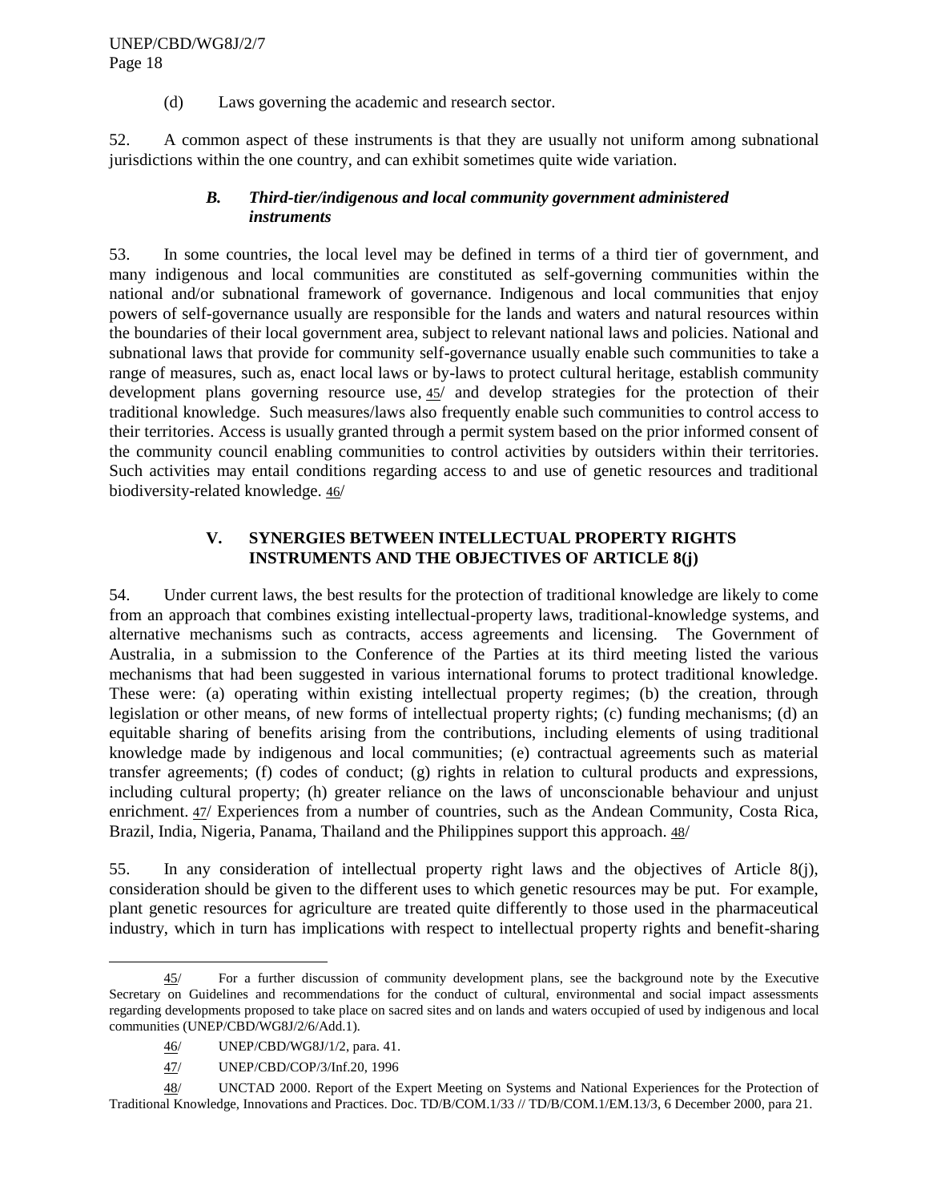(d) Laws governing the academic and research sector.

52. A common aspect of these instruments is that they are usually not uniform among subnational jurisdictions within the one country, and can exhibit sometimes quite wide variation.

### *B. Third-tier/indigenous and local community government administered instruments*

53. In some countries, the local level may be defined in terms of a third tier of government, and many indigenous and local communities are constituted as self-governing communities within the national and/or subnational framework of governance. Indigenous and local communities that enjoy powers of self-governance usually are responsible for the lands and waters and natural resources within the boundaries of their local government area, subject to relevant national laws and policies. National and subnational laws that provide for community self-governance usually enable such communities to take a range of measures, such as, enact local laws or by-laws to protect cultural heritage, establish community development plans governing resource use, 45/ and develop strategies for the protection of their traditional knowledge. Such measures/laws also frequently enable such communities to control access to their territories. Access is usually granted through a permit system based on the prior informed consent of the community council enabling communities to control activities by outsiders within their territories. Such activities may entail conditions regarding access to and use of genetic resources and traditional biodiversity-related knowledge. 46/

## V. SYNERGIES BETWEEN INTELLECTUAL PROPERTY RIGHTS INSTRUMENTS AND THE OBJECTIVES OF ARTICLE 8(j)

54. Under current laws, the best results for the protection of traditional knowledge are likely to come from an approach that combines existing intellectual-property laws, traditional-knowledge systems, and alternative mechanisms such as contracts, access agreements and licensing. The Government of Australia, in a submission to the Conference of the Parties at its third meeting listed the various mechanisms that had been suggested in various international forums to protect traditional knowledge. These were: (a) operating within existing intellectual property regimes; (b) the creation, through legislation or other means, of new forms of intellectual property rights; (c) funding mechanisms; (d) an equitable sharing of benefits arising from the contributions, including elements of using traditional knowledge made by indigenous and local communities; (e) contractual agreements such as material transfer agreements; (f) codes of conduct; (g) rights in relation to cultural products and expressions, including cultural property; (h) greater reliance on the laws of unconscionable behaviour and unjust enrichment. 47/ Experiences from a number of countries, such as the Andean Community, Costa Rica, Brazil, India, Nigeria, Panama, Thailand and the Philippines support this approach. 48/

55. In any consideration of intellectual property right laws and the objectives of Article 8(j), consideration should be given to the different uses to which genetic resources may be put. For example, plant genetic resources for agriculture are treated quite differently to those used in the pharmaceutical industry, which in turn has implications with respect to intellectual property rights and benefit-sharing

---

45/ For a further discussion of community development plans, see the background note by the Executive Secretary on Guidelines and recommendations for the conduct of cultural, environmental and social impact assessments regarding developments proposed to take place on sacred sites and on lands and waters occupied of used by indigenous and local communities (UNEP/CBD/WG8J/2/6/Add.1).

46/ UNEP/CBD/WG8J/1/2, para. 41.

47/ UNEP/CBD/COP/3/Inf.20, 1996

48/ UNCTAD 2000. Report of the Expert Meeting on Systems and National Experiences for the Protection of Traditional Knowledge, Innovations and Practices. Doc. TD/B/COM.1/33 // TD/B/COM.1/EM.13/3, 6 December 2000, para 21.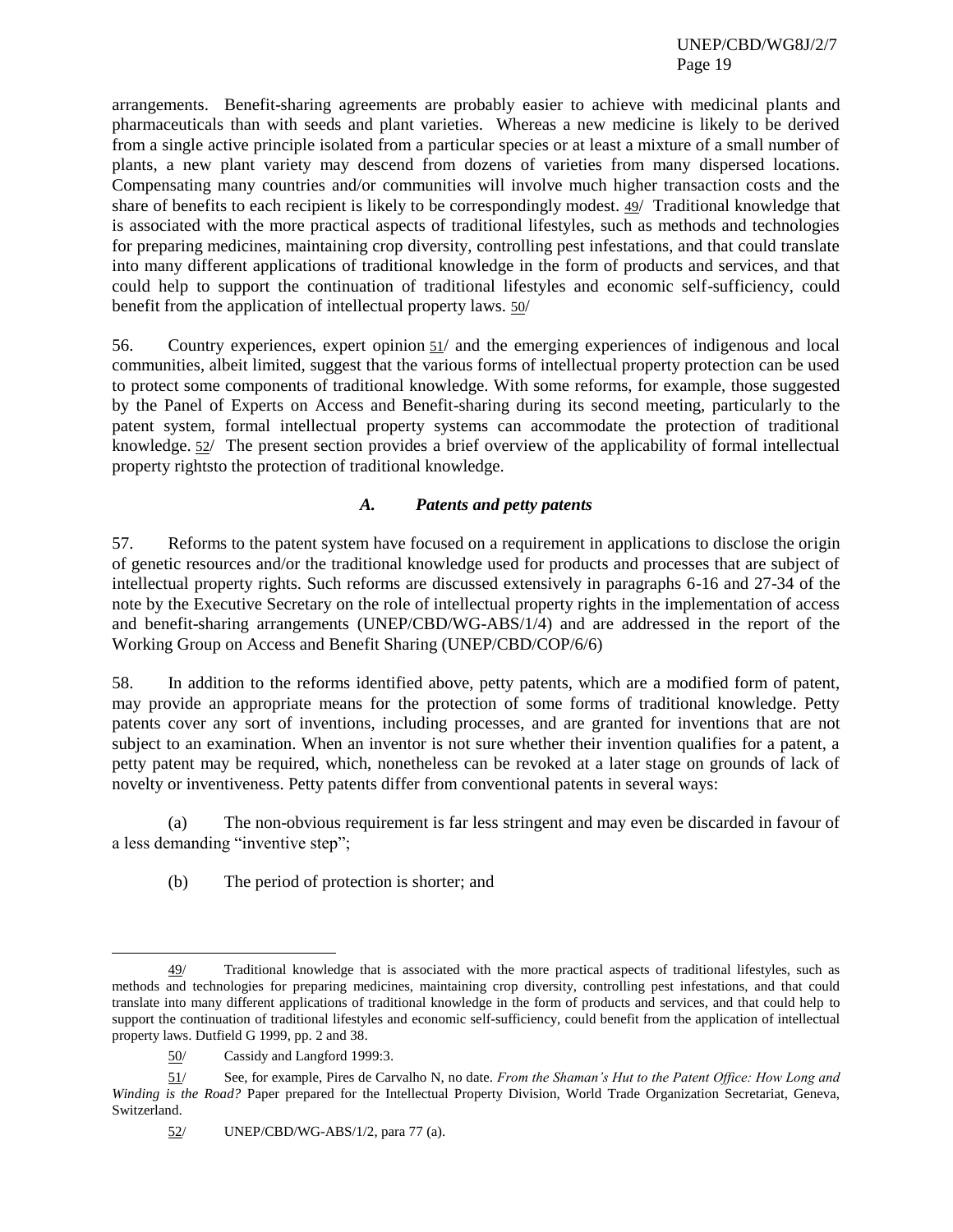arrangements. Benefit-sharing agreements are probably easier to achieve with medicinal plants and pharmaceuticals than with seeds and plant varieties. Whereas a new medicine is likely to be derived from a single active principle isolated from a particular species or at least a mixture of a small number of plants, a new plant variety may descend from dozens of varieties from many dispersed locations. Compensating many countries and/or communities will involve much higher transaction costs and the share of benefits to each recipient is likely to be correspondingly modest. 49/ Traditional knowledge that is associated with the more practical aspects of traditional lifestyles, such as methods and technologies for preparing medicines, maintaining crop diversity, controlling pest infestations, and that could translate into many different applications of traditional knowledge in the form of products and services, and that could help to support the continuation of traditional lifestyles and economic self-sufficiency, could benefit from the application of intellectual property laws. 50/

56. Country experiences, expert opinion 51/ and the emerging experiences of indigenous and local communities, albeit limited, suggest that the various forms of intellectual property protection can be used to protect some components of traditional knowledge. With some reforms, for example, those suggested by the Panel of Experts on Access and Benefit-sharing during its second meeting, particularly to the patent system, formal intellectual property systems can accommodate the protection of traditional knowledge. 52/ The present section provides a brief overview of the applicability of formal intellectual property rightsto the protection of traditional knowledge.

### *A. Patents and petty patents*

57. Reforms to the patent system have focused on a requirement in applications to disclose the origin of genetic resources and/or the traditional knowledge used for products and processes that are subject of intellectual property rights. Such reforms are discussed extensively in paragraphs 6-16 and 27-34 of the note by the Executive Secretary on the role of intellectual property rights in the implementation of access and benefit-sharing arrangements (UNEP/CBD/WG-ABS/1/4) and are addressed in the report of the Working Group on Access and Benefit Sharing (UNEP/CBD/COP/6/6)

58. In addition to the reforms identified above, petty patents, which are a modified form of patent, may provide an appropriate means for the protection of some forms of traditional knowledge. Petty patents cover any sort of inventions, including processes, and are granted for inventions that are not subject to an examination. When an inventor is not sure whether their invention qualifies for a patent, a petty patent may be required, which, nonetheless can be revoked at a later stage on grounds of lack of novelty or inventiveness. Petty patents differ from conventional patents in several ways:

(a) The non-obvious requirement is far less stringent and may even be discarded in favour of a less demanding "inventive step";

(b) The period of protection is shorter; and

---

49/ Traditional knowledge that is associated with the more practical aspects of traditional lifestyles, such as methods and technologies for preparing medicines, maintaining crop diversity, controlling pest infestations, and that could translate into many different applications of traditional knowledge in the form of products and services, and that could help to support the continuation of traditional lifestyles and economic self-sufficiency, could benefit from the application of intellectual property laws. Dutfield G 1999, pp. 2 and 38.

50/ Cassidy and Langford 1999:3.

51/ See, for example, Pires de Carvalho N, no date. *From the Shaman's Hut to the Patent Office: How Long and Winding is the Road?* Paper prepared for the Intellectual Property Division, World Trade Organization Secretariat, Geneva, Switzerland.

52/ UNEP/CBD/WG-ABS/1/2, para 77 (a).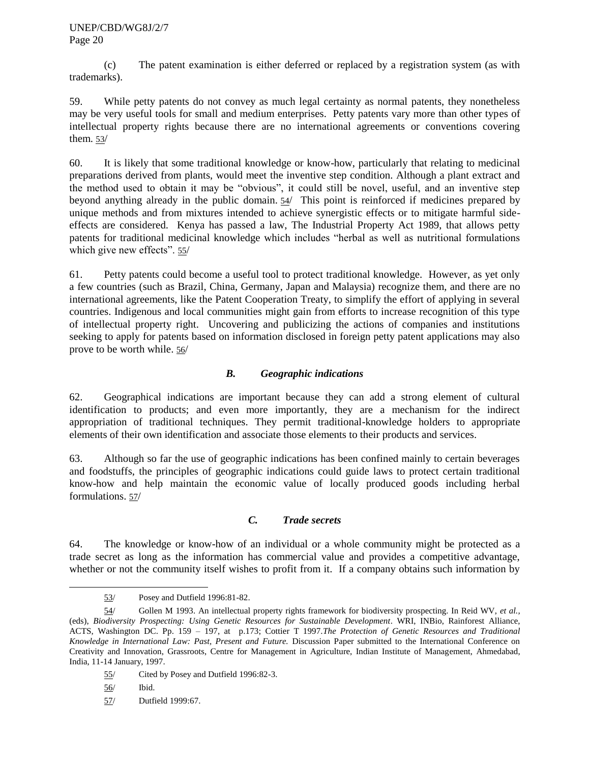(c) The patent examination is either deferred or replaced by a registration system (as with trademarks).

59. While petty patents do not convey as much legal certainty as normal patents, they nonetheless may be very useful tools for small and medium enterprises. Petty patents vary more than other types of intellectual property rights because there are no international agreements or conventions covering them. 53/

60. It is likely that some traditional knowledge or know-how, particularly that relating to medicinal preparations derived from plants, would meet the inventive step condition. Although a plant extract and the method used to obtain it may be "obvious", it could still be novel, useful, and an inventive step beyond anything already in the public domain. 54/ This point is reinforced if medicines prepared by unique methods and from mixtures intended to achieve synergistic effects or to mitigate harmful side-effects are considered. Kenya has passed a law, The Industrial Property Act 1989, that allows petty patents for traditional medicinal knowledge which includes "herbal as well as nutritional formulations which give new effects". 55/

61. Petty patents could become a useful tool to protect traditional knowledge. However, as yet only a few countries (such as Brazil, China, Germany, Japan and Malaysia) recognize them, and there are no international agreements, like the Patent Cooperation Treaty, to simplify the effort of applying in several countries. Indigenous and local communities might gain from efforts to increase recognition of this type of intellectual property right. Uncovering and publicizing the actions of companies and institutions seeking to apply for patents based on information disclosed in foreign petty patent applications may also prove to be worth while. 56/

### *B. Geographic indications*

62. Geographical indications are important because they can add a strong element of cultural identification to products; and even more importantly, they are a mechanism for the indirect appropriation of traditional techniques. They permit traditional-knowledge holders to appropriate elements of their own identification and associate those elements to their products and services.

63. Although so far the use of geographic indications has been confined mainly to certain beverages and foodstuffs, the principles of geographic indications could guide laws to protect certain traditional know-how and help maintain the economic value of locally produced goods including herbal formulations. 57/

### *C. Trade secrets*

64. The knowledge or know-how of an individual or a whole community might be protected as a trade secret as long as the information has commercial value and provides a competitive advantage, whether or not the community itself wishes to profit from it. If a company obtains such information by

---

53/ Posey and Dutfield 1996:81-82.

54/ Gollen M 1993. An intellectual property rights framework for biodiversity prospecting. In Reid WV, *et al.*, (eds), *Biodiversity Prospecting: Using Genetic Resources for Sustainable Development*. WRI, INBio, Rainforest Alliance, ACTS, Washington DC. Pp. 159 – 197, at p.173; Cottier T 1997.*The Protection of Genetic Resources and Traditional Knowledge in International Law: Past, Present and Future.* Discussion Paper submitted to the International Conference on Creativity and Innovation, Grassroots, Centre for Management in Agriculture, Indian Institute of Management, Ahmedabad, India, 11-14 January, 1997.

55/ Cited by Posey and Dutfield 1996:82-3.

56/ Ibid.

57/ Dutfield 1999:67.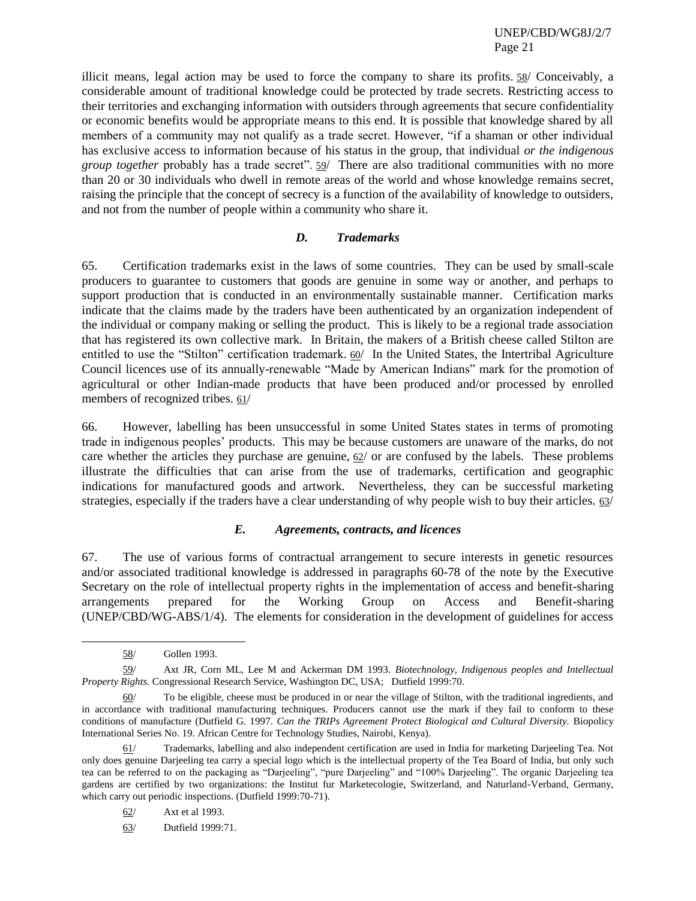illicit means, legal action may be used to force the company to share its profits. 58/ Conceivably, a considerable amount of traditional knowledge could be protected by trade secrets. Restricting access to their territories and exchanging information with outsiders through agreements that secure confidentiality or economic benefits would be appropriate means to this end. It is possible that knowledge shared by all members of a community may not qualify as a trade secret. However, "if a shaman or other individual has exclusive access to information because of his status in the group, that individual *or the indigenous group together* probably has a trade secret". 59/ There are also traditional communities with no more than 20 or 30 individuals who dwell in remote areas of the world and whose knowledge remains secret, raising the principle that the concept of secrecy is a function of the availability of knowledge to outsiders, and not from the number of people within a community who share it.

### *D. Trademarks*

65. Certification trademarks exist in the laws of some countries. They can be used by small-scale producers to guarantee to customers that goods are genuine in some way or another, and perhaps to support production that is conducted in an environmentally sustainable manner. Certification marks indicate that the claims made by the traders have been authenticated by an organization independent of the individual or company making or selling the product. This is likely to be a regional trade association that has registered its own collective mark. In Britain, the makers of a British cheese called Stilton are entitled to use the "Stilton" certification trademark. 60/ In the United States, the Intertribal Agriculture Council licences use of its annually-renewable "Made by American Indians" mark for the promotion of agricultural or other Indian-made products that have been produced and/or processed by enrolled members of recognized tribes. 61/

66. However, labelling has been unsuccessful in some United States states in terms of promoting trade in indigenous peoples' products. This may be because customers are unaware of the marks, do not care whether the articles they purchase are genuine, 62/ or are confused by the labels. These problems illustrate the difficulties that can arise from the use of trademarks, certification and geographic indications for manufactured goods and artwork. Nevertheless, they can be successful marketing strategies, especially if the traders have a clear understanding of why people wish to buy their articles. 63/

### *E. Agreements, contracts, and licences*

67. The use of various forms of contractual arrangement to secure interests in genetic resources and/or associated traditional knowledge is addressed in paragraphs 60-78 of the note by the Executive Secretary on the role of intellectual property rights in the implementation of access and benefit-sharing arrangements prepared for the Working Group on Access and Benefit-sharing (UNEP/CBD/WG-ABS/1/4). The elements for consideration in the development of guidelines for access

---

58/ Gollen 1993.

59/ Axt JR, Corn ML, Lee M and Ackerman DM 1993. *Biotechnology, Indigenous peoples and Intellectual Property Rights.* Congressional Research Service, Washington DC, USA; Dutfield 1999:70.

60/ To be eligible, cheese must be produced in or near the village of Stilton, with the traditional ingredients, and in accordance with traditional manufacturing techniques. Producers cannot use the mark if they fail to conform to these conditions of manufacture (Dutfield G. 1997. *Can the TRIPs Agreement Protect Biological and Cultural Diversity.* Biopolicy International Series No. 19. African Centre for Technology Studies, Nairobi, Kenya).

61/ Trademarks, labelling and also independent certification are used in India for marketing Darjeeling Tea. Not only does genuine Darjeeling tea carry a special logo which is the intellectual property of the Tea Board of India, but only such tea can be referred to on the packaging as "Darjeeling", "pure Darjeeling" and "100% Darjeeling". The organic Darjeeling tea gardens are certified by two organizations: the Institut fur Marketecologie, Switzerland, and Naturland-Verband, Germany, which carry out periodic inspections. (Dutfield 1999:70-71).

62/ Axt et al 1993.

63/ Dutfield 1999:71.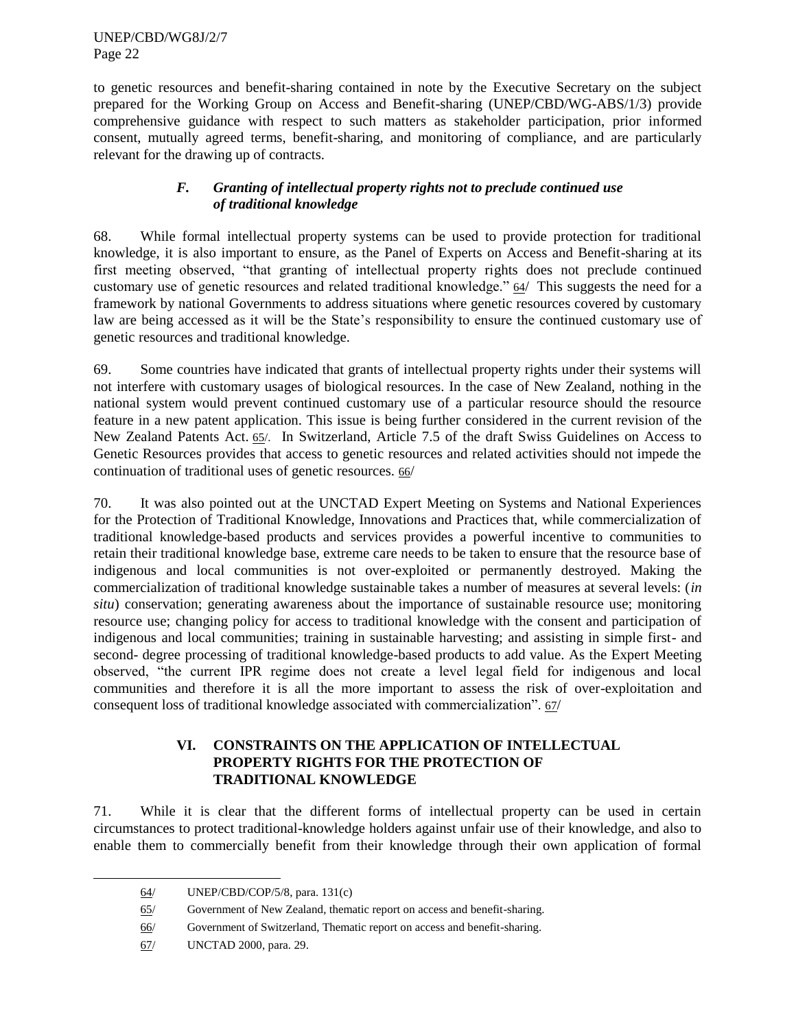to genetic resources and benefit-sharing contained in note by the Executive Secretary on the subject prepared for the Working Group on Access and Benefit-sharing (UNEP/CBD/WG-ABS/1/3) provide comprehensive guidance with respect to such matters as stakeholder participation, prior informed consent, mutually agreed terms, benefit-sharing, and monitoring of compliance, and are particularly relevant for the drawing up of contracts.

### *F. Granting of intellectual property rights not to preclude continued use of traditional knowledge*

68. While formal intellectual property systems can be used to provide protection for traditional knowledge, it is also important to ensure, as the Panel of Experts on Access and Benefit-sharing at its first meeting observed, "that granting of intellectual property rights does not preclude continued customary use of genetic resources and related traditional knowledge." 64/ This suggests the need for a framework by national Governments to address situations where genetic resources covered by customary law are being accessed as it will be the State's responsibility to ensure the continued customary use of genetic resources and traditional knowledge.

69. Some countries have indicated that grants of intellectual property rights under their systems will not interfere with customary usages of biological resources. In the case of New Zealand, nothing in the national system would prevent continued customary use of a particular resource should the resource feature in a new patent application. This issue is being further considered in the current revision of the New Zealand Patents Act. 65/. In Switzerland, Article 7.5 of the draft Swiss Guidelines on Access to Genetic Resources provides that access to genetic resources and related activities should not impede the continuation of traditional uses of genetic resources. 66/

70. It was also pointed out at the UNCTAD Expert Meeting on Systems and National Experiences for the Protection of Traditional Knowledge, Innovations and Practices that, while commercialization of traditional knowledge-based products and services provides a powerful incentive to communities to retain their traditional knowledge base, extreme care needs to be taken to ensure that the resource base of indigenous and local communities is not over-exploited or permanently destroyed. Making the commercialization of traditional knowledge sustainable takes a number of measures at several levels: (*in situ*) conservation; generating awareness about the importance of sustainable resource use; monitoring resource use; changing policy for access to traditional knowledge with the consent and participation of indigenous and local communities; training in sustainable harvesting; and assisting in simple first- and second- degree processing of traditional knowledge-based products to add value. As the Expert Meeting observed, "the current IPR regime does not create a level legal field for indigenous and local communities and therefore it is all the more important to assess the risk of over-exploitation and consequent loss of traditional knowledge associated with commercialization". 67/

## VI. CONSTRAINTS ON THE APPLICATION OF INTELLECTUAL PROPERTY RIGHTS FOR THE PROTECTION OF TRADITIONAL KNOWLEDGE

71. While it is clear that the different forms of intellectual property can be used in certain circumstances to protect traditional-knowledge holders against unfair use of their knowledge, and also to enable them to commercially benefit from their knowledge through their own application of formal

---

64/ UNEP/CBD/COP/5/8, para. 131(c)

65/ Government of New Zealand, thematic report on access and benefit-sharing.

66/ Government of Switzerland, Thematic report on access and benefit-sharing.

67/ UNCTAD 2000, para. 29.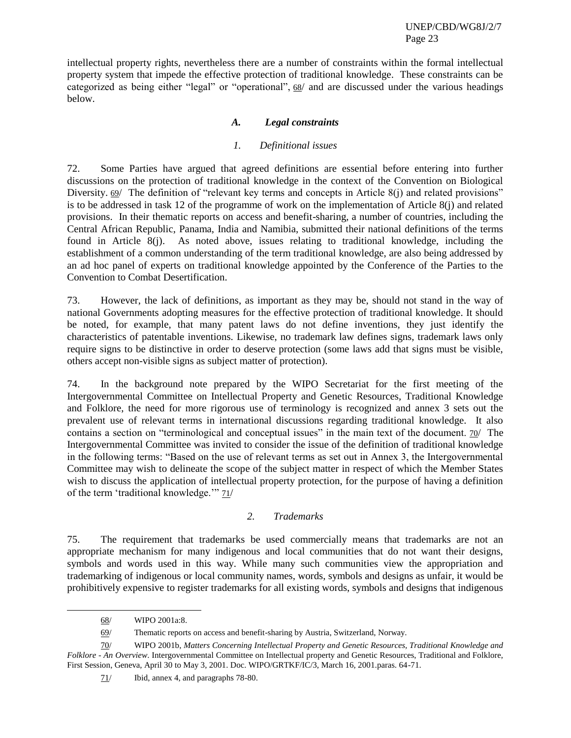intellectual property rights, nevertheless there are a number of constraints within the formal intellectual property system that impede the effective protection of traditional knowledge. These constraints can be categorized as being either "legal" or "operational", 68/ and are discussed under the various headings below.

### *A. Legal constraints*

#### *1. Definitional issues*

72. Some Parties have argued that agreed definitions are essential before entering into further discussions on the protection of traditional knowledge in the context of the Convention on Biological Diversity. 69/ The definition of "relevant key terms and concepts in Article 8(j) and related provisions" is to be addressed in task 12 of the programme of work on the implementation of Article 8(j) and related provisions. In their thematic reports on access and benefit-sharing, a number of countries, including the Central African Republic, Panama, India and Namibia, submitted their national definitions of the terms found in Article 8(j). As noted above, issues relating to traditional knowledge, including the establishment of a common understanding of the term traditional knowledge, are also being addressed by an ad hoc panel of experts on traditional knowledge appointed by the Conference of the Parties to the Convention to Combat Desertification.

73. However, the lack of definitions, as important as they may be, should not stand in the way of national Governments adopting measures for the effective protection of traditional knowledge. It should be noted, for example, that many patent laws do not define inventions, they just identify the characteristics of patentable inventions. Likewise, no trademark law defines signs, trademark laws only require signs to be distinctive in order to deserve protection (some laws add that signs must be visible, others accept non-visible signs as subject matter of protection).

74. In the background note prepared by the WIPO Secretariat for the first meeting of the Intergovernmental Committee on Intellectual Property and Genetic Resources, Traditional Knowledge and Folklore, the need for more rigorous use of terminology is recognized and annex 3 sets out the prevalent use of relevant terms in international discussions regarding traditional knowledge. It also contains a section on "terminological and conceptual issues" in the main text of the document. 70/ The Intergovernmental Committee was invited to consider the issue of the definition of traditional knowledge in the following terms: "Based on the use of relevant terms as set out in Annex 3, the Intergovernmental Committee may wish to delineate the scope of the subject matter in respect of which the Member States wish to discuss the application of intellectual property protection, for the purpose of having a definition of the term 'traditional knowledge.'" 71/

#### *2. Trademarks*

75. The requirement that trademarks be used commercially means that trademarks are not an appropriate mechanism for many indigenous and local communities that do not want their designs, symbols and words used in this way. While many such communities view the appropriation and trademarking of indigenous or local community names, words, symbols and designs as unfair, it would be prohibitively expensive to register trademarks for all existing words, symbols and designs that indigenous

---

68/ WIPO 2001a:8.

69/ Thematic reports on access and benefit-sharing by Austria, Switzerland, Norway.

70/ WIPO 2001b, *Matters Concerning Intellectual Property and Genetic Resources, Traditional Knowledge and Folklore - An Overview*. Intergovernmental Committee on Intellectual property and Genetic Resources, Traditional and Folklore, First Session, Geneva, April 30 to May 3, 2001. Doc. WIPO/GRTKF/IC/3, March 16, 2001.paras. 64-71.

71/ Ibid, annex 4, and paragraphs 78-80.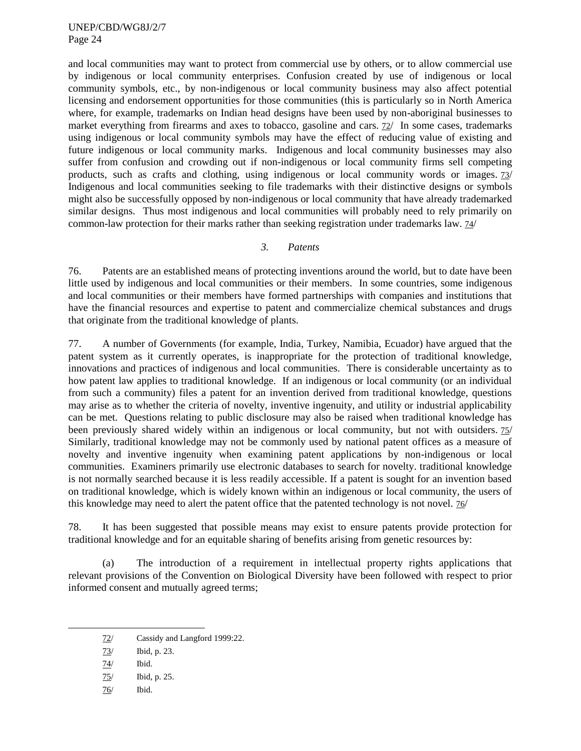and local communities may want to protect from commercial use by others, or to allow commercial use by indigenous or local community enterprises. Confusion created by use of indigenous or local community symbols, etc., by non-indigenous or local community business may also affect potential licensing and endorsement opportunities for those communities (this is particularly so in North America where, for example, trademarks on Indian head designs have been used by non-aboriginal businesses to market everything from firearms and axes to tobacco, gasoline and cars. 72/ In some cases, trademarks using indigenous or local community symbols may have the effect of reducing value of existing and future indigenous or local community marks. Indigenous and local community businesses may also suffer from confusion and crowding out if non-indigenous or local community firms sell competing products, such as crafts and clothing, using indigenous or local community words or images. 73/ Indigenous and local communities seeking to file trademarks with their distinctive designs or symbols might also be successfully opposed by non-indigenous or local community that have already trademarked similar designs. Thus most indigenous and local communities will probably need to rely primarily on common-law protection for their marks rather than seeking registration under trademarks law. 74/

### *3. Patents*

76. Patents are an established means of protecting inventions around the world, but to date have been little used by indigenous and local communities or their members. In some countries, some indigenous and local communities or their members have formed partnerships with companies and institutions that have the financial resources and expertise to patent and commercialize chemical substances and drugs that originate from the traditional knowledge of plants.

77. A number of Governments (for example, India, Turkey, Namibia, Ecuador) have argued that the patent system as it currently operates, is inappropriate for the protection of traditional knowledge, innovations and practices of indigenous and local communities. There is considerable uncertainty as to how patent law applies to traditional knowledge. If an indigenous or local community (or an individual from such a community) files a patent for an invention derived from traditional knowledge, questions may arise as to whether the criteria of novelty, inventive ingenuity, and utility or industrial applicability can be met. Questions relating to public disclosure may also be raised when traditional knowledge has been previously shared widely within an indigenous or local community, but not with outsiders. 75/ Similarly, traditional knowledge may not be commonly used by national patent offices as a measure of novelty and inventive ingenuity when examining patent applications by non-indigenous or local communities. Examiners primarily use electronic databases to search for novelty. traditional knowledge is not normally searched because it is less readily accessible. If a patent is sought for an invention based on traditional knowledge, which is widely known within an indigenous or local community, the users of this knowledge may need to alert the patent office that the patented technology is not novel. 76/

78. It has been suggested that possible means may exist to ensure patents provide protection for traditional knowledge and for an equitable sharing of benefits arising from genetic resources by:

(a) The introduction of a requirement in intellectual property rights applications that relevant provisions of the Convention on Biological Diversity have been followed with respect to prior informed consent and mutually agreed terms;

---

72/ Cassidy and Langford 1999:22.

73/ Ibid, p. 23.

74/ Ibid.

75/ Ibid, p. 25.

76/ Ibid.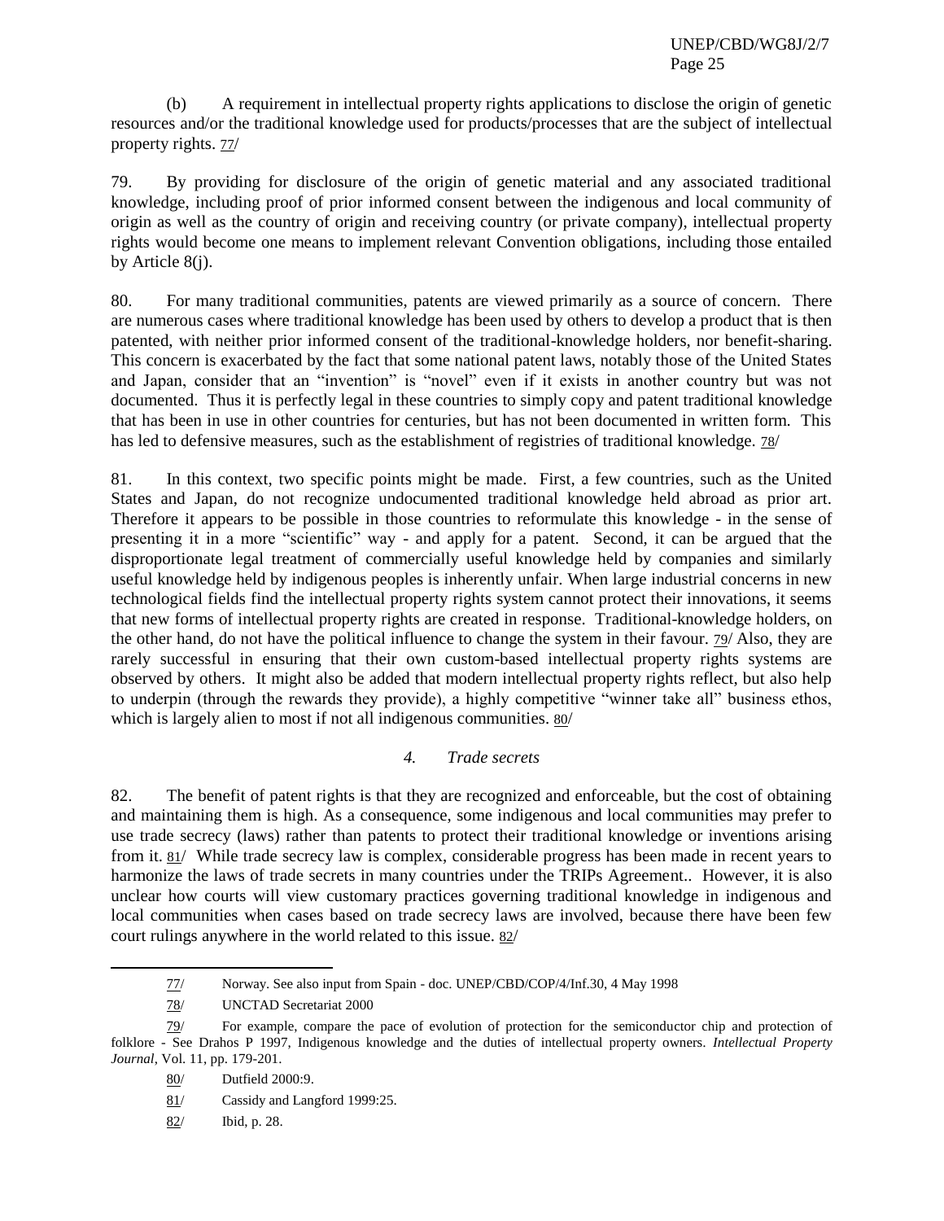(b) A requirement in intellectual property rights applications to disclose the origin of genetic resources and/or the traditional knowledge used for products/processes that are the subject of intellectual property rights. 77/

79. By providing for disclosure of the origin of genetic material and any associated traditional knowledge, including proof of prior informed consent between the indigenous and local community of origin as well as the country of origin and receiving country (or private company), intellectual property rights would become one means to implement relevant Convention obligations, including those entailed by Article 8(j).

80. For many traditional communities, patents are viewed primarily as a source of concern. There are numerous cases where traditional knowledge has been used by others to develop a product that is then patented, with neither prior informed consent of the traditional-knowledge holders, nor benefit-sharing. This concern is exacerbated by the fact that some national patent laws, notably those of the United States and Japan, consider that an "invention" is "novel" even if it exists in another country but was not documented. Thus it is perfectly legal in these countries to simply copy and patent traditional knowledge that has been in use in other countries for centuries, but has not been documented in written form. This has led to defensive measures, such as the establishment of registries of traditional knowledge. 78/

81. In this context, two specific points might be made. First, a few countries, such as the United States and Japan, do not recognize undocumented traditional knowledge held abroad as prior art. Therefore it appears to be possible in those countries to reformulate this knowledge - in the sense of presenting it in a more "scientific" way - and apply for a patent. Second, it can be argued that the disproportionate legal treatment of commercially useful knowledge held by companies and similarly useful knowledge held by indigenous peoples is inherently unfair. When large industrial concerns in new technological fields find the intellectual property rights system cannot protect their innovations, it seems that new forms of intellectual property rights are created in response. Traditional-knowledge holders, on the other hand, do not have the political influence to change the system in their favour. 79/ Also, they are rarely successful in ensuring that their own custom-based intellectual property rights systems are observed by others. It might also be added that modern intellectual property rights reflect, but also help to underpin (through the rewards they provide), a highly competitive "winner take all" business ethos, which is largely alien to most if not all indigenous communities. 80/

#### *4. Trade secrets*

82. The benefit of patent rights is that they are recognized and enforceable, but the cost of obtaining and maintaining them is high. As a consequence, some indigenous and local communities may prefer to use trade secrecy (laws) rather than patents to protect their traditional knowledge or inventions arising from it. 81/ While trade secrecy law is complex, considerable progress has been made in recent years to harmonize the laws of trade secrets in many countries under the TRIPs Agreement.. However, it is also unclear how courts will view customary practices governing traditional knowledge in indigenous and local communities when cases based on trade secrecy laws are involved, because there have been few court rulings anywhere in the world related to this issue. 82/

---

77/ Norway. See also input from Spain - doc. UNEP/CBD/COP/4/Inf.30, 4 May 1998

78/ UNCTAD Secretariat 2000

79/ For example, compare the pace of evolution of protection for the semiconductor chip and protection of folklore - See Drahos P 1997, Indigenous knowledge and the duties of intellectual property owners. *Intellectual Property Journal*, Vol. 11, pp. 179-201.

80/ Dutfield 2000:9.

81/ Cassidy and Langford 1999:25.

82/ Ibid, p. 28.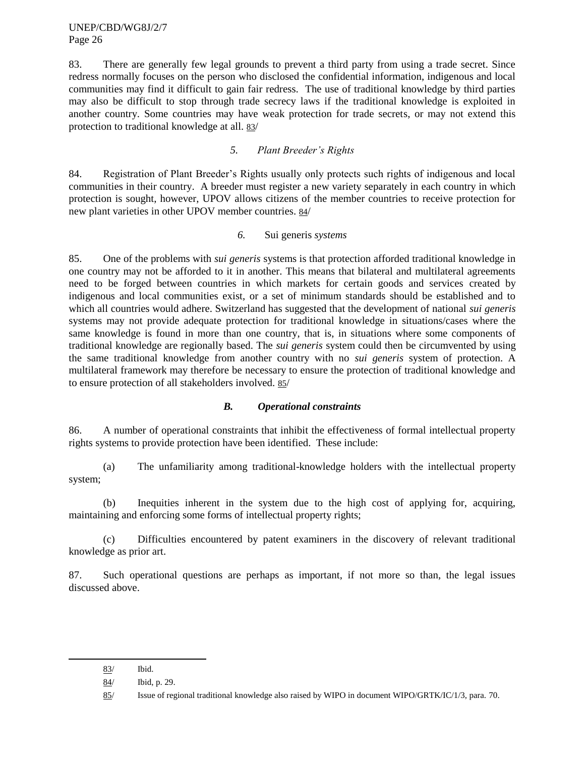83. There are generally few legal grounds to prevent a third party from using a trade secret. Since redress normally focuses on the person who disclosed the confidential information, indigenous and local communities may find it difficult to gain fair redress. The use of traditional knowledge by third parties may also be difficult to stop through trade secrecy laws if the traditional knowledge is exploited in another country. Some countries may have weak protection for trade secrets, or may not extend this protection to traditional knowledge at all. 83/

### *5. Plant Breeder's Rights*

84. Registration of Plant Breeder's Rights usually only protects such rights of indigenous and local communities in their country. A breeder must register a new variety separately in each country in which protection is sought, however, UPOV allows citizens of the member countries to receive protection for new plant varieties in other UPOV member countries. 84/

### *6.* Sui generis *systems*

85. One of the problems with *sui generis* systems is that protection afforded traditional knowledge in one country may not be afforded to it in another. This means that bilateral and multilateral agreements need to be forged between countries in which markets for certain goods and services created by indigenous and local communities exist, or a set of minimum standards should be established and to which all countries would adhere. Switzerland has suggested that the development of national *sui generis* systems may not provide adequate protection for traditional knowledge in situations/cases where the same knowledge is found in more than one country, that is, in situations where some components of traditional knowledge are regionally based. The *sui generis* system could then be circumvented by using the same traditional knowledge from another country with no *sui generis* system of protection. A multilateral framework may therefore be necessary to ensure the protection of traditional knowledge and to ensure protection of all stakeholders involved. 85/

## ***B. Operational constraints***

86. A number of operational constraints that inhibit the effectiveness of formal intellectual property rights systems to provide protection have been identified. These include:

(a) The unfamiliarity among traditional-knowledge holders with the intellectual property system;

(b) Inequities inherent in the system due to the high cost of applying for, acquiring, maintaining and enforcing some forms of intellectual property rights;

(c) Difficulties encountered by patent examiners in the discovery of relevant traditional knowledge as prior art.

87. Such operational questions are perhaps as important, if not more so than, the legal issues discussed above.

---

83/ Ibid.

84/ Ibid, p. 29.

85/ Issue of regional traditional knowledge also raised by WIPO in document WIPO/GRTK/IC/1/3, para. 70.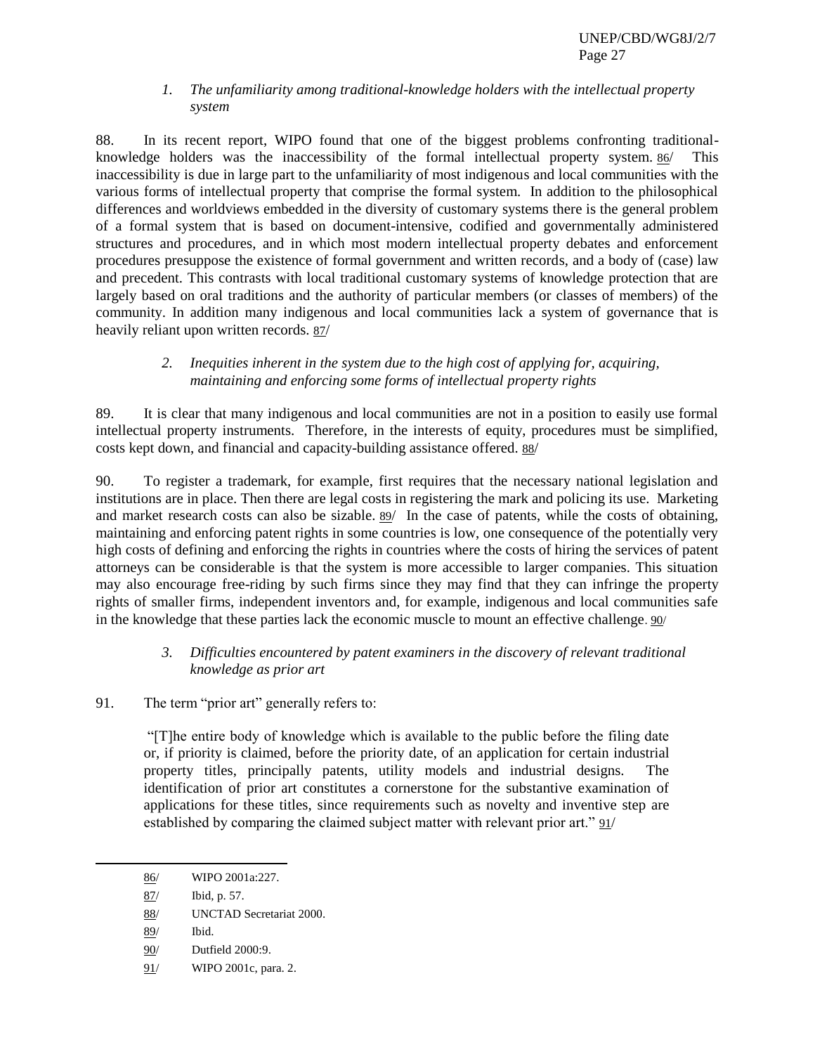### *1. The unfamiliarity among traditional-knowledge holders with the intellectual property system*

88. In its recent report, WIPO found that one of the biggest problems confronting traditional-knowledge holders was the inaccessibility of the formal intellectual property system. 86/ This inaccessibility is due in large part to the unfamiliarity of most indigenous and local communities with the various forms of intellectual property that comprise the formal system. In addition to the philosophical differences and worldviews embedded in the diversity of customary systems there is the general problem of a formal system that is based on document-intensive, codified and governmentally administered structures and procedures, and in which most modern intellectual property debates and enforcement procedures presuppose the existence of formal government and written records, and a body of (case) law and precedent. This contrasts with local traditional customary systems of knowledge protection that are largely based on oral traditions and the authority of particular members (or classes of members) of the community. In addition many indigenous and local communities lack a system of governance that is heavily reliant upon written records. 87/

### *2. Inequities inherent in the system due to the high cost of applying for, acquiring, maintaining and enforcing some forms of intellectual property rights*

89. It is clear that many indigenous and local communities are not in a position to easily use formal intellectual property instruments. Therefore, in the interests of equity, procedures must be simplified, costs kept down, and financial and capacity-building assistance offered. 88/

90. To register a trademark, for example, first requires that the necessary national legislation and institutions are in place. Then there are legal costs in registering the mark and policing its use. Marketing and market research costs can also be sizable. 89/ In the case of patents, while the costs of obtaining, maintaining and enforcing patent rights in some countries is low, one consequence of the potentially very high costs of defining and enforcing the rights in countries where the costs of hiring the services of patent attorneys can be considerable is that the system is more accessible to larger companies. This situation may also encourage free-riding by such firms since they may find that they can infringe the property rights of smaller firms, independent inventors and, for example, indigenous and local communities safe in the knowledge that these parties lack the economic muscle to mount an effective challenge. 90/

### *3. Difficulties encountered by patent examiners in the discovery of relevant traditional knowledge as prior art*

91. The term "prior art" generally refers to:

> "[T]he entire body of knowledge which is available to the public before the filing date or, if priority is claimed, before the priority date, of an application for certain industrial property titles, principally patents, utility models and industrial designs. The identification of prior art constitutes a cornerstone for the substantive examination of applications for these titles, since requirements such as novelty and inventive step are established by comparing the claimed subject matter with relevant prior art." 91/

---

86/ WIPO 2001a:227.

87/ Ibid, p. 57.

88/ UNCTAD Secretariat 2000.

89/ Ibid.

90/ Dutfield 2000:9.

91/ WIPO 2001c, para. 2.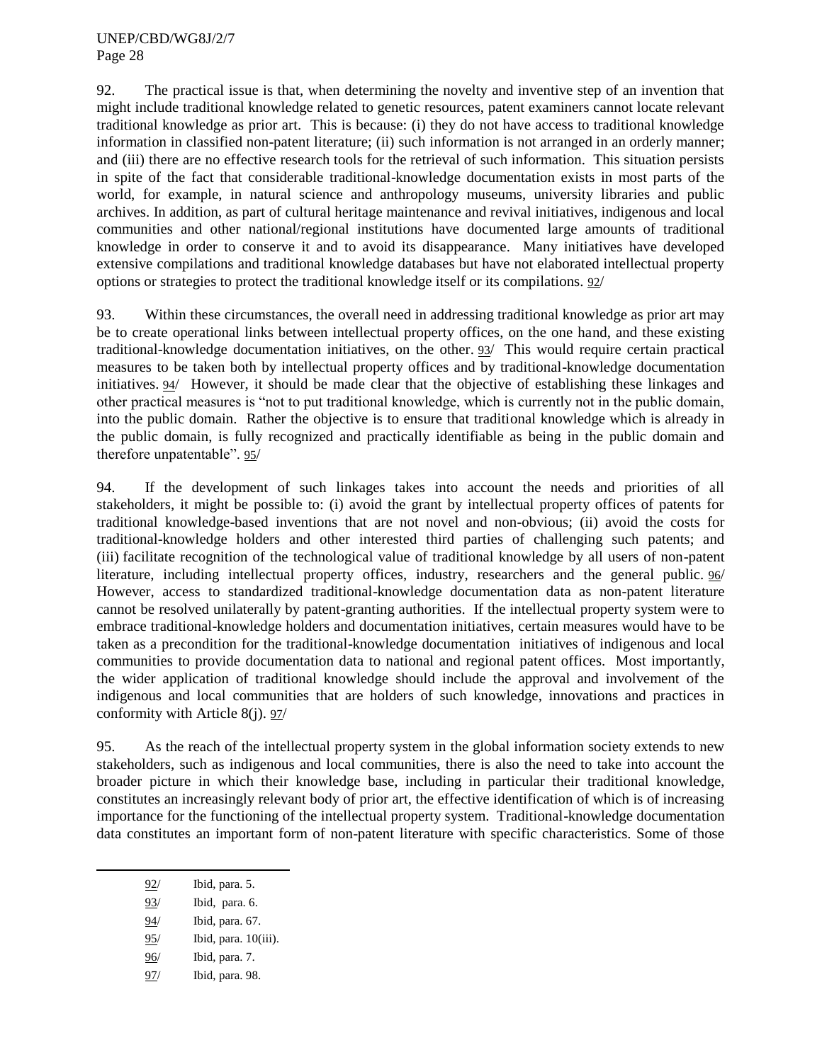92. The practical issue is that, when determining the novelty and inventive step of an invention that might include traditional knowledge related to genetic resources, patent examiners cannot locate relevant traditional knowledge as prior art. This is because: (i) they do not have access to traditional knowledge information in classified non-patent literature; (ii) such information is not arranged in an orderly manner; and (iii) there are no effective research tools for the retrieval of such information. This situation persists in spite of the fact that considerable traditional-knowledge documentation exists in most parts of the world, for example, in natural science and anthropology museums, university libraries and public archives. In addition, as part of cultural heritage maintenance and revival initiatives, indigenous and local communities and other national/regional institutions have documented large amounts of traditional knowledge in order to conserve it and to avoid its disappearance. Many initiatives have developed extensive compilations and traditional knowledge databases but have not elaborated intellectual property options or strategies to protect the traditional knowledge itself or its compilations. 92/

93. Within these circumstances, the overall need in addressing traditional knowledge as prior art may be to create operational links between intellectual property offices, on the one hand, and these existing traditional-knowledge documentation initiatives, on the other. 93/ This would require certain practical measures to be taken both by intellectual property offices and by traditional-knowledge documentation initiatives. 94/ However, it should be made clear that the objective of establishing these linkages and other practical measures is "not to put traditional knowledge, which is currently not in the public domain, into the public domain. Rather the objective is to ensure that traditional knowledge which is already in the public domain, is fully recognized and practically identifiable as being in the public domain and therefore unpatentable". 95/

94. If the development of such linkages takes into account the needs and priorities of all stakeholders, it might be possible to: (i) avoid the grant by intellectual property offices of patents for traditional knowledge-based inventions that are not novel and non-obvious; (ii) avoid the costs for traditional-knowledge holders and other interested third parties of challenging such patents; and (iii) facilitate recognition of the technological value of traditional knowledge by all users of non-patent literature, including intellectual property offices, industry, researchers and the general public. 96/ However, access to standardized traditional-knowledge documentation data as non-patent literature cannot be resolved unilaterally by patent-granting authorities. If the intellectual property system were to embrace traditional-knowledge holders and documentation initiatives, certain measures would have to be taken as a precondition for the traditional-knowledge documentation initiatives of indigenous and local communities to provide documentation data to national and regional patent offices. Most importantly, the wider application of traditional knowledge should include the approval and involvement of the indigenous and local communities that are holders of such knowledge, innovations and practices in conformity with Article 8(j). 97/

95. As the reach of the intellectual property system in the global information society extends to new stakeholders, such as indigenous and local communities, there is also the need to take into account the broader picture in which their knowledge base, including in particular their traditional knowledge, constitutes an increasingly relevant body of prior art, the effective identification of which is of increasing importance for the functioning of the intellectual property system. Traditional-knowledge documentation data constitutes an important form of non-patent literature with specific characteristics. Some of those

---

92/ Ibid, para. 5.

93/ Ibid, para. 6.

94/ Ibid, para. 67.

95/ Ibid, para. 10(iii).

96/ Ibid, para. 7.

97/ Ibid, para. 98.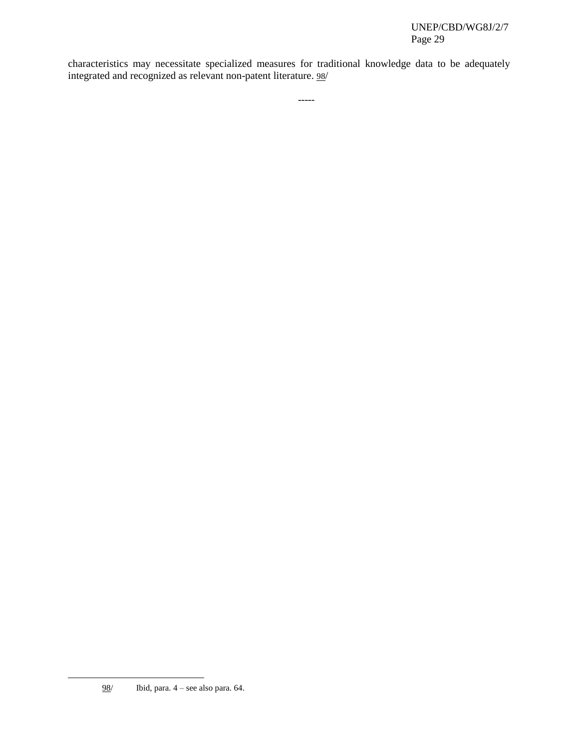characteristics may necessitate specialized measures for traditional knowledge data to be adequately integrated and recognized as relevant non-patent literature. [98]

-----

---

98/ Ibid, para. 4 – see also para. 64.